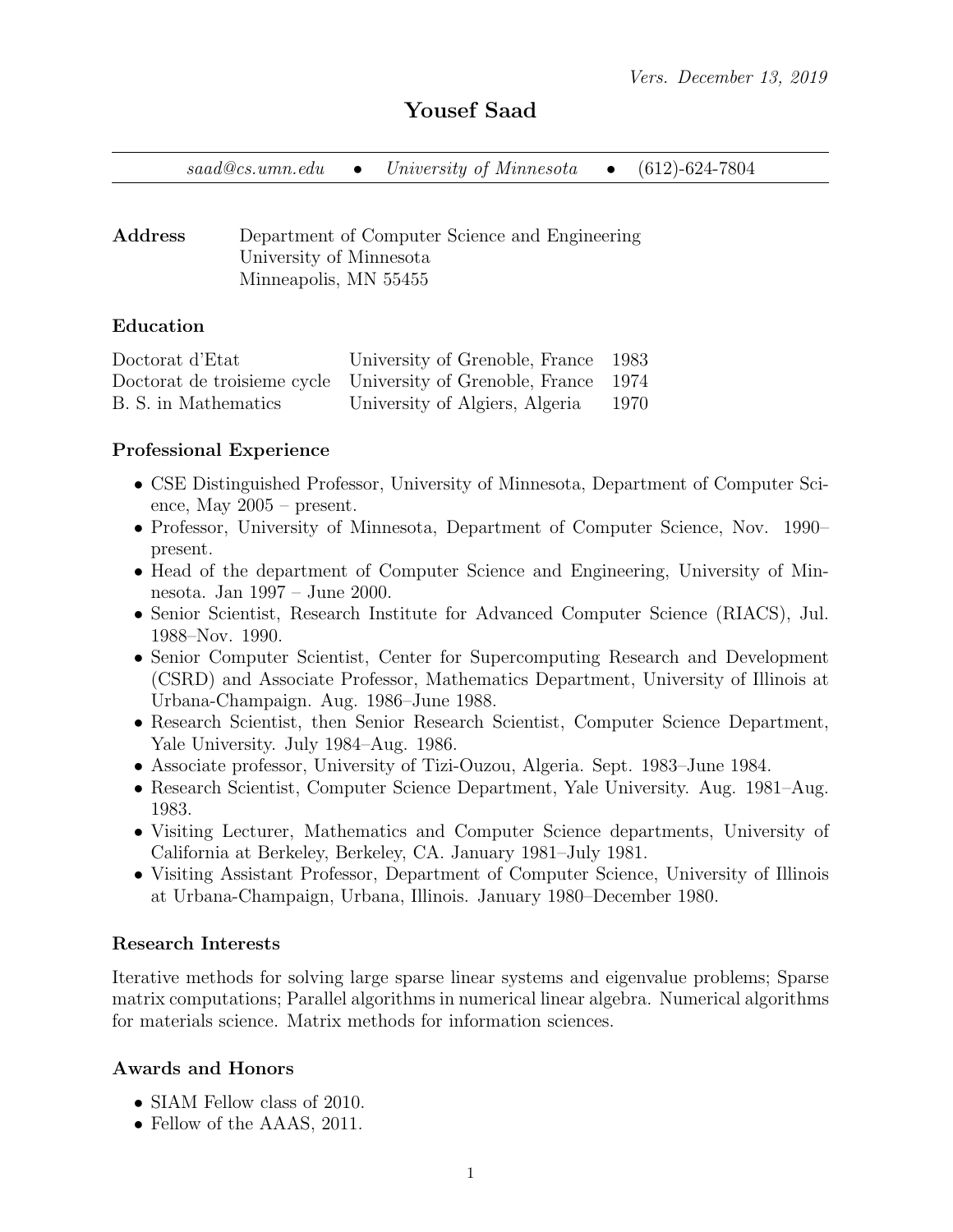*Vers. December 13, 2019*

# Yousef Saad

*saad@cs.umn.edu* • *University of Minnesota* • (612)-624-7804

**Address** Department of Computer Science and Engineering
University of Minnesota
Minneapolis, MN 55455

### Education

| | | |
|---|---|---|
| Doctorat d'Etat | University of Grenoble, France | 1983 |
| Doctorat de troisieme cycle | University of Grenoble, France | 1974 |
| B. S. in Mathematics | University of Algiers, Algeria | 1970 |

### Professional Experience

- CSE Distinguished Professor, University of Minnesota, Department of Computer Science, May 2005 – present.
- Professor, University of Minnesota, Department of Computer Science, Nov. 1990–present.
- Head of the department of Computer Science and Engineering, University of Minnesota. Jan 1997 – June 2000.
- Senior Scientist, Research Institute for Advanced Computer Science (RIACS), Jul. 1988–Nov. 1990.
- Senior Computer Scientist, Center for Supercomputing Research and Development (CSRD) and Associate Professor, Mathematics Department, University of Illinois at Urbana-Champaign. Aug. 1986–June 1988.
- Research Scientist, then Senior Research Scientist, Computer Science Department, Yale University. July 1984–Aug. 1986.
- Associate professor, University of Tizi-Ouzou, Algeria. Sept. 1983–June 1984.
- Research Scientist, Computer Science Department, Yale University. Aug. 1981–Aug. 1983.
- Visiting Lecturer, Mathematics and Computer Science departments, University of California at Berkeley, Berkeley, CA. January 1981–July 1981.
- Visiting Assistant Professor, Department of Computer Science, University of Illinois at Urbana-Champaign, Urbana, Illinois. January 1980–December 1980.

### Research Interests

Iterative methods for solving large sparse linear systems and eigenvalue problems; Sparse matrix computations; Parallel algorithms in numerical linear algebra. Numerical algorithms for materials science. Matrix methods for information sciences.

### Awards and Honors

- SIAM Fellow class of 2010.
- Fellow of the AAAS, 2011.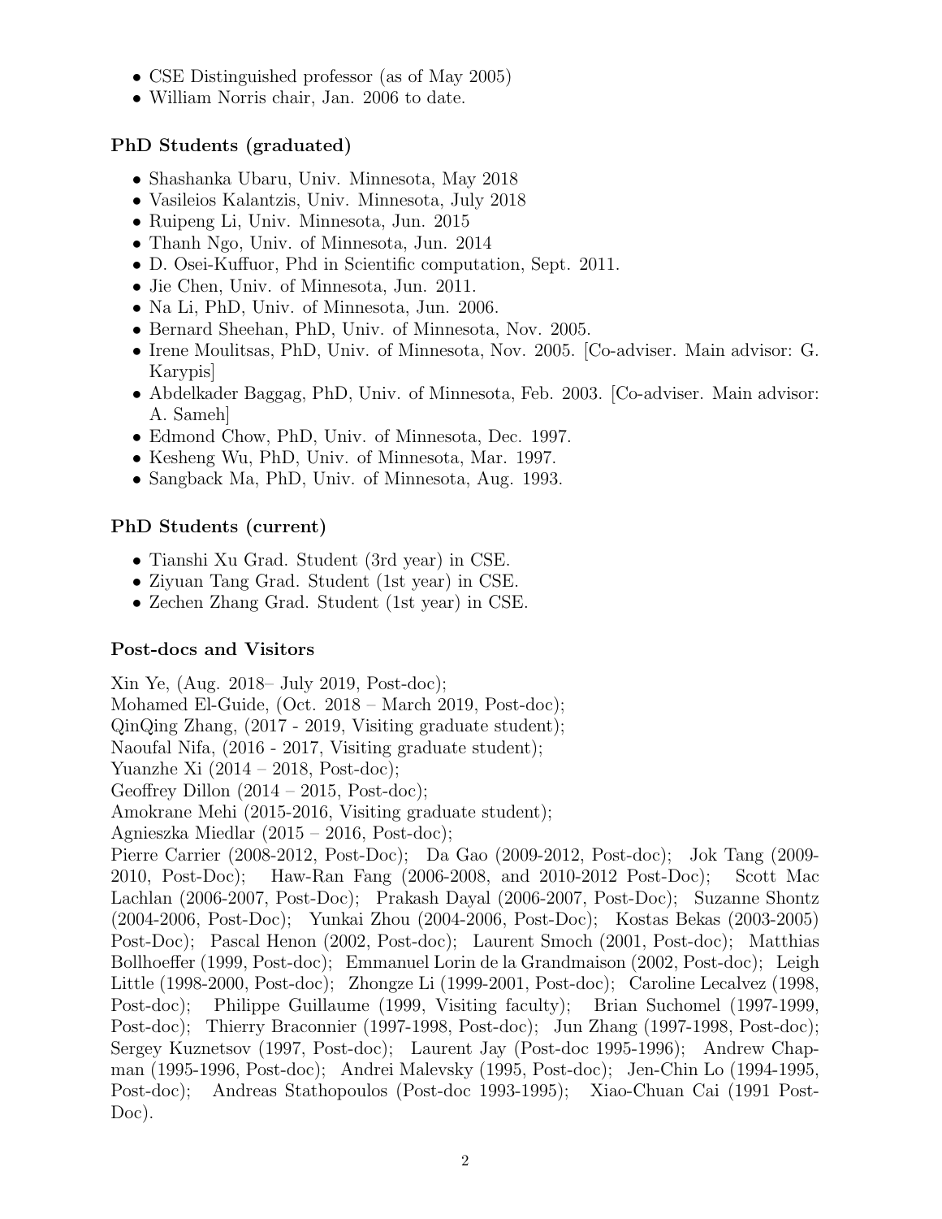- CSE Distinguished professor (as of May 2005)
- William Norris chair, Jan. 2006 to date.

### PhD Students (graduated)

- Shashanka Ubaru, Univ. Minnesota, May 2018
- Vasileios Kalantzis, Univ. Minnesota, July 2018
- Ruipeng Li, Univ. Minnesota, Jun. 2015
- Thanh Ngo, Univ. of Minnesota, Jun. 2014
- D. Osei-Kuffuor, Phd in Scientific computation, Sept. 2011.
- Jie Chen, Univ. of Minnesota, Jun. 2011.
- Na Li, PhD, Univ. of Minnesota, Jun. 2006.
- Bernard Sheehan, PhD, Univ. of Minnesota, Nov. 2005.
- Irene Moulitsas, PhD, Univ. of Minnesota, Nov. 2005. [Co-adviser. Main advisor: G. Karypis]
- Abdelkader Baggag, PhD, Univ. of Minnesota, Feb. 2003. [Co-adviser. Main advisor: A. Sameh]
- Edmond Chow, PhD, Univ. of Minnesota, Dec. 1997.
- Kesheng Wu, PhD, Univ. of Minnesota, Mar. 1997.
- Sangback Ma, PhD, Univ. of Minnesota, Aug. 1993.

### PhD Students (current)

- Tianshi Xu Grad. Student (3rd year) in CSE.
- Ziyuan Tang Grad. Student (1st year) in CSE.
- Zechen Zhang Grad. Student (1st year) in CSE.

### Post-docs and Visitors

Xin Ye, (Aug. 2018– July 2019, Post-doc);
Mohamed El-Guide, (Oct. 2018 – March 2019, Post-doc);
QinQing Zhang, (2017 - 2019, Visiting graduate student);
Naoufal Nifa, (2016 - 2017, Visiting graduate student);
Yuanzhe Xi (2014 – 2018, Post-doc);
Geoffrey Dillon (2014 – 2015, Post-doc);
Amokrane Mehi (2015-2016, Visiting graduate student);
Agnieszka Miedlar (2015 – 2016, Post-doc);
Pierre Carrier (2008-2012, Post-Doc); Da Gao (2009-2012, Post-doc); Jok Tang (2009-2010, Post-Doc); Haw-Ran Fang (2006-2008, and 2010-2012 Post-Doc); Scott Mac Lachlan (2006-2007, Post-Doc); Prakash Dayal (2006-2007, Post-Doc); Suzanne Shontz (2004-2006, Post-Doc); Yunkai Zhou (2004-2006, Post-Doc); Kostas Bekas (2003-2005) Post-Doc); Pascal Henon (2002, Post-doc); Laurent Smoch (2001, Post-doc); Matthias Bollhoeffer (1999, Post-doc); Emmanuel Lorin de la Grandmaison (2002, Post-doc); Leigh Little (1998-2000, Post-doc); Zhongze Li (1999-2001, Post-doc); Caroline Lecalvez (1998, Post-doc); Philippe Guillaume (1999, Visiting faculty); Brian Suchomel (1997-1999, Post-doc); Thierry Braconnier (1997-1998, Post-doc); Jun Zhang (1997-1998, Post-doc); Sergey Kuznetsov (1997, Post-doc); Laurent Jay (Post-doc 1995-1996); Andrew Chapman (1995-1996, Post-doc); Andrei Malevsky (1995, Post-doc); Jen-Chin Lo (1994-1995, Post-doc); Andreas Stathopoulos (Post-doc 1993-1995); Xiao-Chuan Cai (1991 Post-Doc).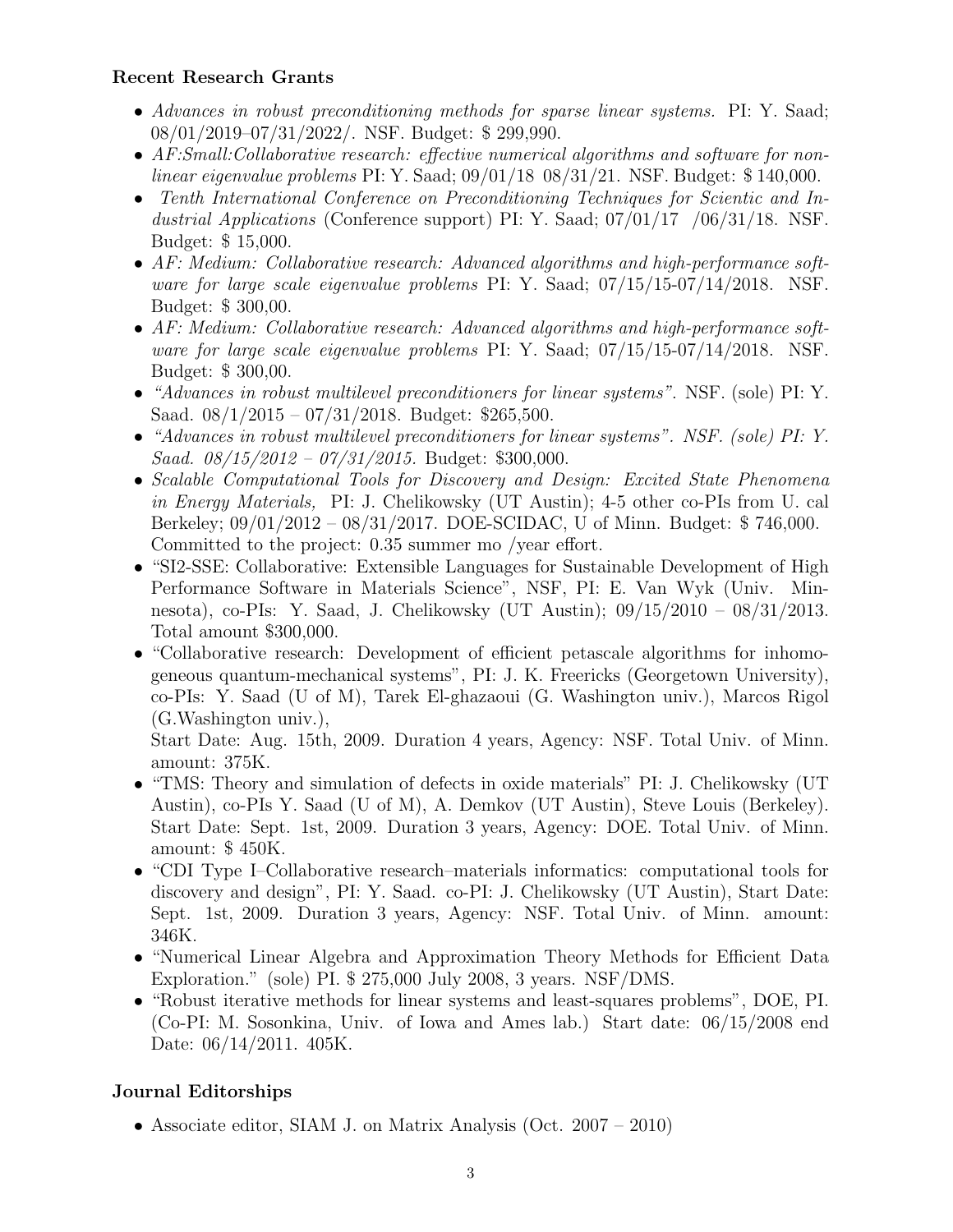### Recent Research Grants

- *Advances in robust preconditioning methods for sparse linear systems.* PI: Y. Saad; 08/01/2019–07/31/2022/. NSF. Budget: $ 299,990.
- *AF:Small:Collaborative research: effective numerical algorithms and software for non-linear eigenvalue problems* PI: Y. Saad; 09/01/18 08/31/21. NSF. Budget: $ 140,000.
- *Tenth International Conference on Preconditioning Techniques for Scientic and Industrial Applications* (Conference support) PI: Y. Saad; 07/01/17 /06/31/18. NSF. Budget: $ 15,000.
- *AF: Medium: Collaborative research: Advanced algorithms and high-performance software for large scale eigenvalue problems* PI: Y. Saad; 07/15/15-07/14/2018. NSF. Budget: $ 300,00.
- *AF: Medium: Collaborative research: Advanced algorithms and high-performance software for large scale eigenvalue problems* PI: Y. Saad; 07/15/15-07/14/2018. NSF. Budget: $ 300,00.
- *"Advances in robust multilevel preconditioners for linear systems".* NSF. (sole) PI: Y. Saad. 08/1/2015 – 07/31/2018. Budget: $265,500.
- *"Advances in robust multilevel preconditioners for linear systems". NSF. (sole) PI: Y. Saad. 08/15/2012 – 07/31/2015.* Budget: $300,000.
- *Scalable Computational Tools for Discovery and Design: Excited State Phenomena in Energy Materials,* PI: J. Chelikowsky (UT Austin); 4-5 other co-PIs from U. cal Berkeley; 09/01/2012 – 08/31/2017. DOE-SCIDAC, U of Minn. Budget: $ 746,000. Committed to the project: 0.35 summer mo /year effort.
- "SI2-SSE: Collaborative: Extensible Languages for Sustainable Development of High Performance Software in Materials Science", NSF, PI: E. Van Wyk (Univ. Minnesota), co-PIs: Y. Saad, J. Chelikowsky (UT Austin); 09/15/2010 – 08/31/2013. Total amount $300,000.
- "Collaborative research: Development of efficient petascale algorithms for inhomogeneous quantum-mechanical systems", PI: J. K. Freericks (Georgetown University), co-PIs: Y. Saad (U of M), Tarek El-ghazaoui (G. Washington univ.), Marcos Rigol (G.Washington univ.),
  Start Date: Aug. 15th, 2009. Duration 4 years, Agency: NSF. Total Univ. of Minn. amount: 375K.
- "TMS: Theory and simulation of defects in oxide materials" PI: J. Chelikowsky (UT Austin), co-PIs Y. Saad (U of M), A. Demkov (UT Austin), Steve Louis (Berkeley). Start Date: Sept. 1st, 2009. Duration 3 years, Agency: DOE. Total Univ. of Minn. amount: $ 450K.
- "CDI Type I–Collaborative research–materials informatics: computational tools for discovery and design", PI: Y. Saad. co-PI: J. Chelikowsky (UT Austin), Start Date: Sept. 1st, 2009. Duration 3 years, Agency: NSF. Total Univ. of Minn. amount: 346K.
- "Numerical Linear Algebra and Approximation Theory Methods for Efficient Data Exploration." (sole) PI. $ 275,000 July 2008, 3 years. NSF/DMS.
- "Robust iterative methods for linear systems and least-squares problems", DOE, PI. (Co-PI: M. Sosonkina, Univ. of Iowa and Ames lab.) Start date: 06/15/2008 end Date: 06/14/2011. 405K.

### Journal Editorships

- Associate editor, SIAM J. on Matrix Analysis (Oct. 2007 – 2010)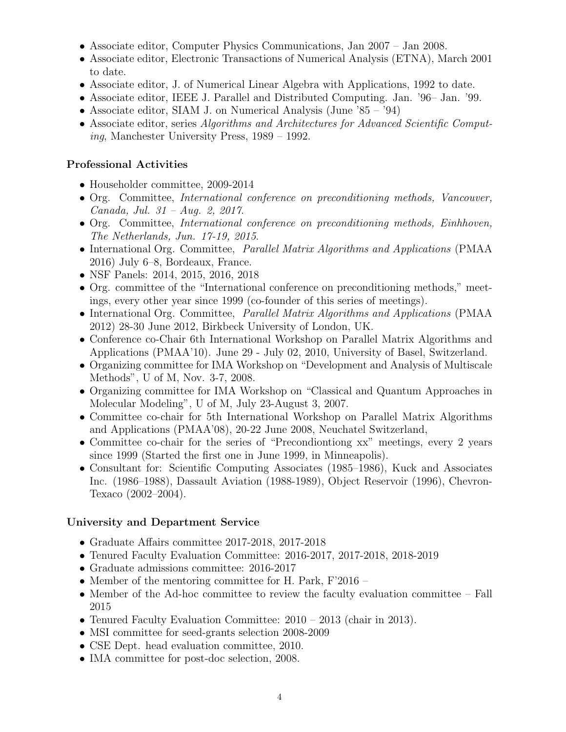- Associate editor, Computer Physics Communications, Jan 2007 – Jan 2008.
- Associate editor, Electronic Transactions of Numerical Analysis (ETNA), March 2001 to date.
- Associate editor, J. of Numerical Linear Algebra with Applications, 1992 to date.
- Associate editor, IEEE J. Parallel and Distributed Computing. Jan. '96– Jan. '99.
- Associate editor, SIAM J. on Numerical Analysis (June '85 – '94)
- Associate editor, series *Algorithms and Architectures for Advanced Scientific Computing*, Manchester University Press, 1989 – 1992.

### Professional Activities

- Householder committee, 2009-2014
- Org. Committee, *International conference on preconditioning methods, Vancouver, Canada, Jul. 31 – Aug. 2, 2017.*
- Org. Committee, *International conference on preconditioning methods, Einhhoven, The Netherlands, Jun. 17-19, 2015.*
- International Org. Committee, *Parallel Matrix Algorithms and Applications* (PMAA 2016) July 6–8, Bordeaux, France.
- NSF Panels: 2014, 2015, 2016, 2018
- Org. committee of the "International conference on preconditioning methods," meetings, every other year since 1999 (co-founder of this series of meetings).
- International Org. Committee, *Parallel Matrix Algorithms and Applications* (PMAA 2012) 28-30 June 2012, Birkbeck University of London, UK.
- Conference co-Chair 6th International Workshop on Parallel Matrix Algorithms and Applications (PMAA'10). June 29 - July 02, 2010, University of Basel, Switzerland.
- Organizing committee for IMA Workshop on "Development and Analysis of Multiscale Methods", U of M, Nov. 3-7, 2008.
- Organizing committee for IMA Workshop on "Classical and Quantum Approaches in Molecular Modeling", U of M, July 23-August 3, 2007.
- Committee co-chair for 5th International Workshop on Parallel Matrix Algorithms and Applications (PMAA'08), 20-22 June 2008, Neuchatel Switzerland,
- Committee co-chair for the series of "Precondiontiong xx" meetings, every 2 years since 1999 (Started the first one in June 1999, in Minneapolis).
- Consultant for: Scientific Computing Associates (1985–1986), Kuck and Associates Inc. (1986–1988), Dassault Aviation (1988-1989), Object Reservoir (1996), Chevron-Texaco (2002–2004).

### University and Department Service

- Graduate Affairs committee 2017-2018, 2017-2018
- Tenured Faculty Evaluation Committee: 2016-2017, 2017-2018, 2018-2019
- Graduate admissions committee: 2016-2017
- Member of the mentoring committee for H. Park, F'2016 –
- Member of the Ad-hoc committee to review the faculty evaluation committee – Fall 2015
- Tenured Faculty Evaluation Committee: 2010 – 2013 (chair in 2013).
- MSI committee for seed-grants selection 2008-2009
- CSE Dept. head evaluation committee, 2010.
- IMA committee for post-doc selection, 2008.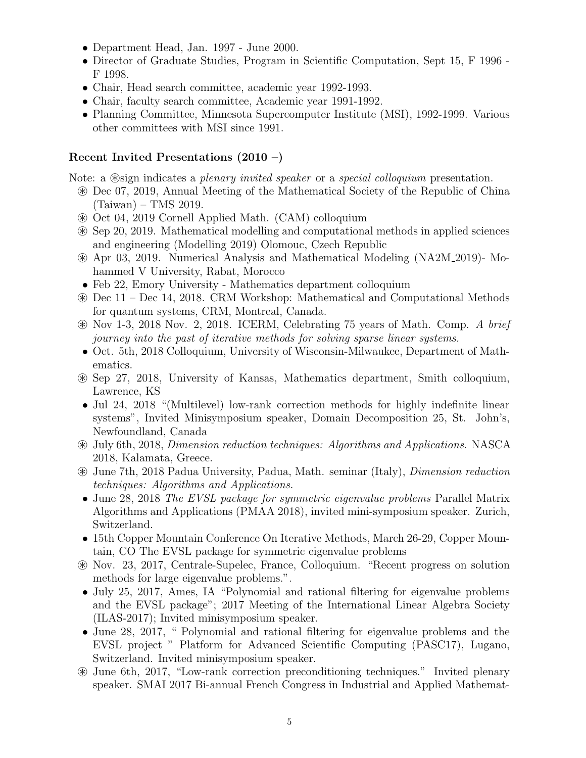- Department Head, Jan. 1997 - June 2000.
- Director of Graduate Studies, Program in Scientific Computation, Sept 15, F 1996 - F 1998.
- Chair, Head search committee, academic year 1992-1993.
- Chair, faculty search committee, Academic year 1991-1992.
- Planning Committee, Minnesota Supercomputer Institute (MSI), 1992-1999. Various other committees with MSI since 1991.

### Recent Invited Presentations (2010 –)

Note: a ⊛sign indicates a *plenary invited speaker* or a *special colloquium* presentation.

- ⊛ Dec 07, 2019, Annual Meeting of the Mathematical Society of the Republic of China (Taiwan) – TMS 2019.
- ⊛ Oct 04, 2019 Cornell Applied Math. (CAM) colloquium
- ⊛ Sep 20, 2019. Mathematical modelling and computational methods in applied sciences and engineering (Modelling 2019) Olomouc, Czech Republic
- ⊛ Apr 03, 2019. Numerical Analysis and Mathematical Modeling (NA2M_2019)- Mohammed V University, Rabat, Morocco
- Feb 22, Emory University - Mathematics department colloquium
- ⊛ Dec 11 – Dec 14, 2018. CRM Workshop: Mathematical and Computational Methods for quantum systems, CRM, Montreal, Canada.
- ⊛ Nov 1-3, 2018 Nov. 2, 2018. ICERM, Celebrating 75 years of Math. Comp. *A brief journey into the past of iterative methods for solving sparse linear systems.*
- Oct. 5th, 2018 Colloquium, University of Wisconsin-Milwaukee, Department of Mathematics.
- ⊛ Sep 27, 2018, University of Kansas, Mathematics department, Smith colloquium, Lawrence, KS
- Jul 24, 2018 "(Multilevel) low-rank correction methods for highly indefinite linear systems", Invited Minisymposium speaker, Domain Decomposition 25, St. John's, Newfoundland, Canada
- ⊛ July 6th, 2018, *Dimension reduction techniques: Algorithms and Applications*. NASCA 2018, Kalamata, Greece.
- ⊛ June 7th, 2018 Padua University, Padua, Math. seminar (Italy), *Dimension reduction techniques: Algorithms and Applications.*
- June 28, 2018 *The EVSL package for symmetric eigenvalue problems* Parallel Matrix Algorithms and Applications (PMAA 2018), invited mini-symposium speaker. Zurich, Switzerland.
- 15th Copper Mountain Conference On Iterative Methods, March 26-29, Copper Mountain, CO The EVSL package for symmetric eigenvalue problems
- ⊛ Nov. 23, 2017, Centrale-Supelec, France, Colloquium. "Recent progress on solution methods for large eigenvalue problems.".
- July 25, 2017, Ames, IA "Polynomial and rational filtering for eigenvalue problems and the EVSL package"; 2017 Meeting of the International Linear Algebra Society (ILAS-2017); Invited minisymposium speaker.
- June 28, 2017, " Polynomial and rational filtering for eigenvalue problems and the EVSL project " Platform for Advanced Scientific Computing (PASC17), Lugano, Switzerland. Invited minisymposium speaker.
- ⊛ June 6th, 2017, "Low-rank correction preconditioning techniques." Invited plenary speaker. SMAI 2017 Bi-annual French Congress in Industrial and Applied Mathemat-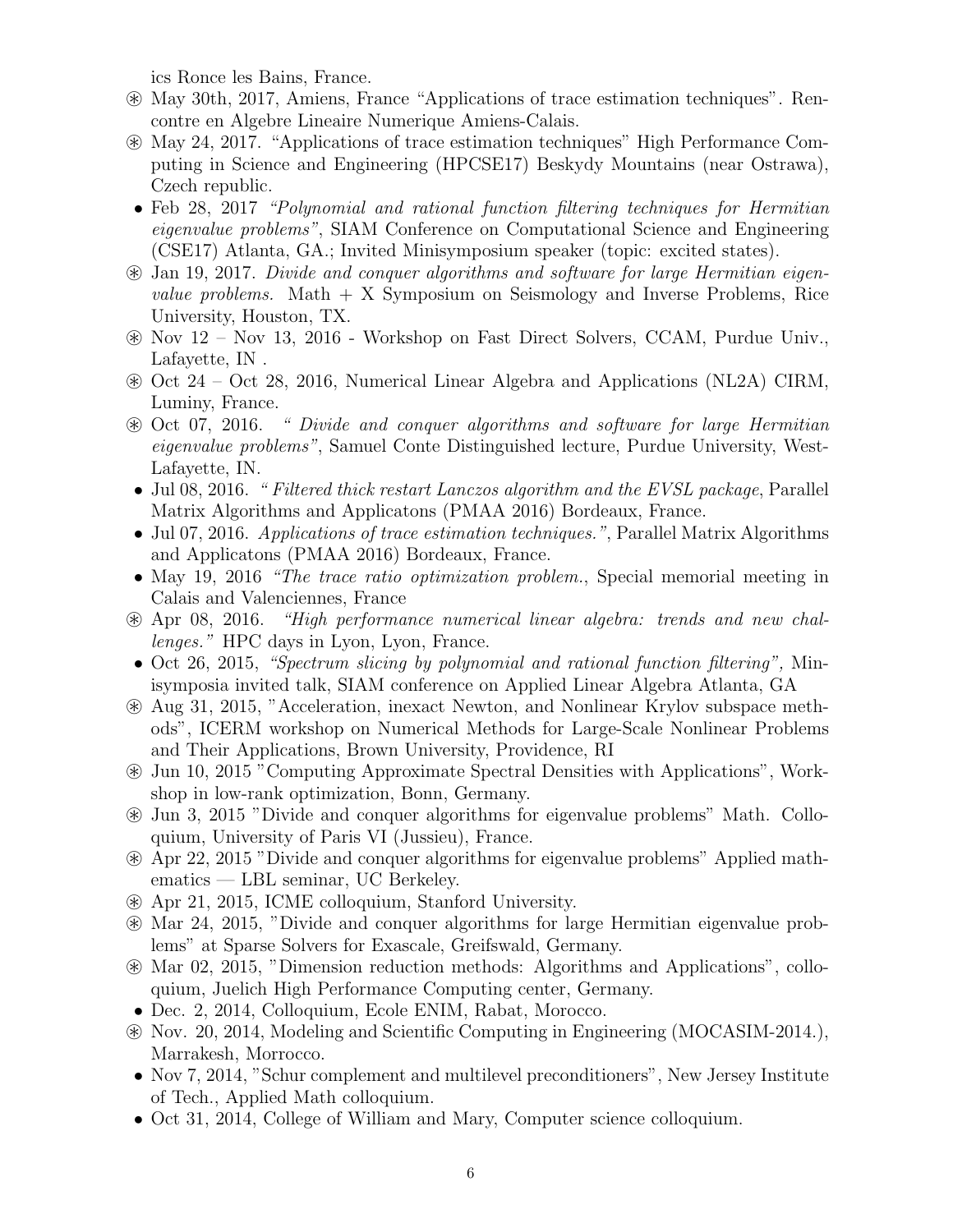ics Ronce les Bains, France.

- ⊛ May 30th, 2017, Amiens, France "Applications of trace estimation techniques". Rencontre en Algebre Lineaire Numerique Amiens-Calais.
- ⊛ May 24, 2017. "Applications of trace estimation techniques" High Performance Computing in Science and Engineering (HPCSE17) Beskydy Mountains (near Ostrawa), Czech republic.
- Feb 28, 2017 *"Polynomial and rational function filtering techniques for Hermitian eigenvalue problems"*, SIAM Conference on Computational Science and Engineering (CSE17) Atlanta, GA.; Invited Minisymposium speaker (topic: excited states).
- ⊛ Jan 19, 2017. *Divide and conquer algorithms and software for large Hermitian eigenvalue problems.* Math + X Symposium on Seismology and Inverse Problems, Rice University, Houston, TX.
- ⊛ Nov 12 – Nov 13, 2016 - Workshop on Fast Direct Solvers, CCAM, Purdue Univ., Lafayette, IN .
- ⊛ Oct 24 – Oct 28, 2016, Numerical Linear Algebra and Applications (NL2A) CIRM, Luminy, France.
- ⊛ Oct 07, 2016. *" Divide and conquer algorithms and software for large Hermitian eigenvalue problems"*, Samuel Conte Distinguished lecture, Purdue University, West-Lafayette, IN.
- Jul 08, 2016. *" Filtered thick restart Lanczos algorithm and the EVSL package*, Parallel Matrix Algorithms and Applicatons (PMAA 2016) Bordeaux, France.
- Jul 07, 2016. *Applications of trace estimation techniques."*, Parallel Matrix Algorithms and Applicatons (PMAA 2016) Bordeaux, France.
- May 19, 2016 *"The trace ratio optimization problem.*, Special memorial meeting in Calais and Valenciennes, France
- ⊛ Apr 08, 2016. *"High performance numerical linear algebra: trends and new challenges."* HPC days in Lyon, Lyon, France.
- Oct 26, 2015, *"Spectrum slicing by polynomial and rational function filtering"*, Minisymposia invited talk, SIAM conference on Applied Linear Algebra Atlanta, GA
- ⊛ Aug 31, 2015, "Acceleration, inexact Newton, and Nonlinear Krylov subspace methods", ICERM workshop on Numerical Methods for Large-Scale Nonlinear Problems and Their Applications, Brown University, Providence, RI
- ⊛ Jun 10, 2015 "Computing Approximate Spectral Densities with Applications", Workshop in low-rank optimization, Bonn, Germany.
- ⊛ Jun 3, 2015 "Divide and conquer algorithms for eigenvalue problems" Math. Colloquium, University of Paris VI (Jussieu), France.
- ⊛ Apr 22, 2015 "Divide and conquer algorithms for eigenvalue problems" Applied mathematics — LBL seminar, UC Berkeley.
- ⊛ Apr 21, 2015, ICME colloquium, Stanford University.
- ⊛ Mar 24, 2015, "Divide and conquer algorithms for large Hermitian eigenvalue problems" at Sparse Solvers for Exascale, Greifswald, Germany.
- ⊛ Mar 02, 2015, "Dimension reduction methods: Algorithms and Applications", colloquium, Juelich High Performance Computing center, Germany.
- Dec. 2, 2014, Colloquium, Ecole ENIM, Rabat, Morocco.
- ⊛ Nov. 20, 2014, Modeling and Scientific Computing in Engineering (MOCASIM-2014.), Marrakesh, Morrocco.
- Nov 7, 2014, "Schur complement and multilevel preconditioners", New Jersey Institute of Tech., Applied Math colloquium.
- Oct 31, 2014, College of William and Mary, Computer science colloquium.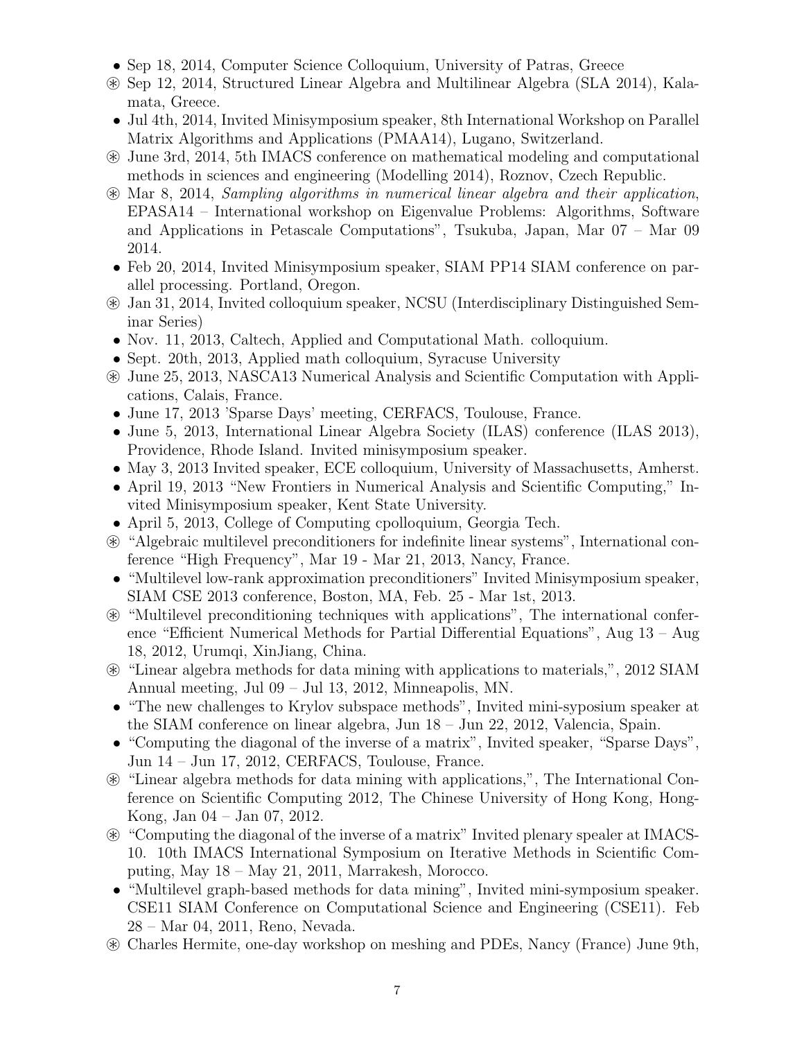- Sep 18, 2014, Computer Science Colloquium, University of Patras, Greece
- ⊛ Sep 12, 2014, Structured Linear Algebra and Multilinear Algebra (SLA 2014), Kalamata, Greece.
- Jul 4th, 2014, Invited Minisymposium speaker, 8th International Workshop on Parallel Matrix Algorithms and Applications (PMAA14), Lugano, Switzerland.
- ⊛ June 3rd, 2014, 5th IMACS conference on mathematical modeling and computational methods in sciences and engineering (Modelling 2014), Roznov, Czech Republic.
- ⊛ Mar 8, 2014, *Sampling algorithms in numerical linear algebra and their application*, EPASA14 – International workshop on Eigenvalue Problems: Algorithms, Software and Applications in Petascale Computations", Tsukuba, Japan, Mar 07 – Mar 09 2014.
- Feb 20, 2014, Invited Minisymposium speaker, SIAM PP14 SIAM conference on parallel processing. Portland, Oregon.
- ⊛ Jan 31, 2014, Invited colloquium speaker, NCSU (Interdisciplinary Distinguished Seminar Series)
- Nov. 11, 2013, Caltech, Applied and Computational Math. colloquium.
- Sept. 20th, 2013, Applied math colloquium, Syracuse University
- ⊛ June 25, 2013, NASCA13 Numerical Analysis and Scientific Computation with Applications, Calais, France.
- June 17, 2013 'Sparse Days' meeting, CERFACS, Toulouse, France.
- June 5, 2013, International Linear Algebra Society (ILAS) conference (ILAS 2013), Providence, Rhode Island. Invited minisymposium speaker.
- May 3, 2013 Invited speaker, ECE colloquium, University of Massachusetts, Amherst.
- April 19, 2013 "New Frontiers in Numerical Analysis and Scientific Computing," Invited Minisymposium speaker, Kent State University.
- April 5, 2013, College of Computing cpolloquium, Georgia Tech.
- ⊛ "Algebraic multilevel preconditioners for indefinite linear systems", International conference "High Frequency", Mar 19 - Mar 21, 2013, Nancy, France.
- "Multilevel low-rank approximation preconditioners" Invited Minisymposium speaker, SIAM CSE 2013 conference, Boston, MA, Feb. 25 - Mar 1st, 2013.
- ⊛ "Multilevel preconditioning techniques with applications", The international conference "Efficient Numerical Methods for Partial Differential Equations", Aug 13 – Aug 18, 2012, Urumqi, XinJiang, China.
- ⊛ "Linear algebra methods for data mining with applications to materials,", 2012 SIAM Annual meeting, Jul 09 – Jul 13, 2012, Minneapolis, MN.
- "The new challenges to Krylov subspace methods", Invited mini-syposium speaker at the SIAM conference on linear algebra, Jun 18 – Jun 22, 2012, Valencia, Spain.
- "Computing the diagonal of the inverse of a matrix", Invited speaker, "Sparse Days", Jun 14 – Jun 17, 2012, CERFACS, Toulouse, France.
- ⊛ "Linear algebra methods for data mining with applications,", The International Conference on Scientific Computing 2012, The Chinese University of Hong Kong, Hong-Kong, Jan 04 – Jan 07, 2012.
- ⊛ "Computing the diagonal of the inverse of a matrix" Invited plenary spealer at IMACS-10. 10th IMACS International Symposium on Iterative Methods in Scientific Computing, May 18 – May 21, 2011, Marrakesh, Morocco.
- "Multilevel graph-based methods for data mining", Invited mini-symposium speaker. CSE11 SIAM Conference on Computational Science and Engineering (CSE11). Feb 28 – Mar 04, 2011, Reno, Nevada.
- ⊛ Charles Hermite, one-day workshop on meshing and PDEs, Nancy (France) June 9th,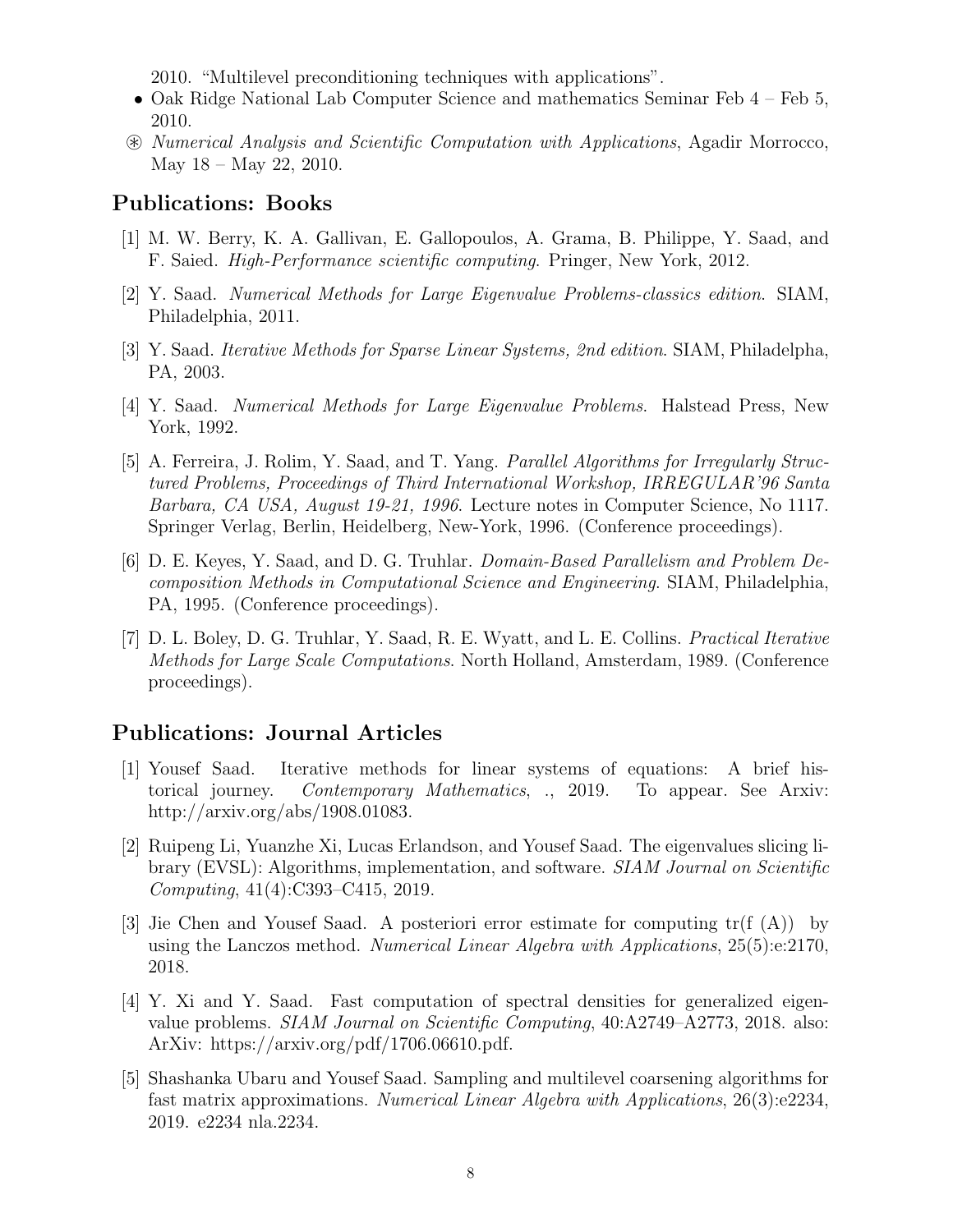2010. "Multilevel preconditioning techniques with applications".

- Oak Ridge National Lab Computer Science and mathematics Seminar Feb 4 – Feb 5, 2010.
- ⊛ *Numerical Analysis and Scientific Computation with Applications*, Agadir Morrocco, May 18 – May 22, 2010.

## Publications: Books

[1] M. W. Berry, K. A. Gallivan, E. Gallopoulos, A. Grama, B. Philippe, Y. Saad, and F. Saied. *High-Performance scientific computing*. Pringer, New York, 2012.

[2] Y. Saad. *Numerical Methods for Large Eigenvalue Problems-classics edition*. SIAM, Philadelphia, 2011.

[3] Y. Saad. *Iterative Methods for Sparse Linear Systems, 2nd edition*. SIAM, Philadelpha, PA, 2003.

[4] Y. Saad. *Numerical Methods for Large Eigenvalue Problems*. Halstead Press, New York, 1992.

[5] A. Ferreira, J. Rolim, Y. Saad, and T. Yang. *Parallel Algorithms for Irregularly Structured Problems, Proceedings of Third International Workshop, IRREGULAR'96 Santa Barbara, CA USA, August 19-21, 1996*. Lecture notes in Computer Science, No 1117. Springer Verlag, Berlin, Heidelberg, New-York, 1996. (Conference proceedings).

[6] D. E. Keyes, Y. Saad, and D. G. Truhlar. *Domain-Based Parallelism and Problem Decomposition Methods in Computational Science and Engineering*. SIAM, Philadelphia, PA, 1995. (Conference proceedings).

[7] D. L. Boley, D. G. Truhlar, Y. Saad, R. E. Wyatt, and L. E. Collins. *Practical Iterative Methods for Large Scale Computations*. North Holland, Amsterdam, 1989. (Conference proceedings).

## Publications: Journal Articles

[1] Yousef Saad. Iterative methods for linear systems of equations: A brief historical journey. *Contemporary Mathematics*, ., 2019. To appear. See Arxiv: http://arxiv.org/abs/1908.01083.

[2] Ruipeng Li, Yuanzhe Xi, Lucas Erlandson, and Yousef Saad. The eigenvalues slicing library (EVSL): Algorithms, implementation, and software. *SIAM Journal on Scientific Computing*, 41(4):C393–C415, 2019.

[3] Jie Chen and Yousef Saad. A posteriori error estimate for computing tr(f (A)) by using the Lanczos method. *Numerical Linear Algebra with Applications*, 25(5):e:2170, 2018.

[4] Y. Xi and Y. Saad. Fast computation of spectral densities for generalized eigenvalue problems. *SIAM Journal on Scientific Computing*, 40:A2749–A2773, 2018. also: ArXiv: https://arxiv.org/pdf/1706.06610.pdf.

[5] Shashanka Ubaru and Yousef Saad. Sampling and multilevel coarsening algorithms for fast matrix approximations. *Numerical Linear Algebra with Applications*, 26(3):e2234, 2019. e2234 nla.2234.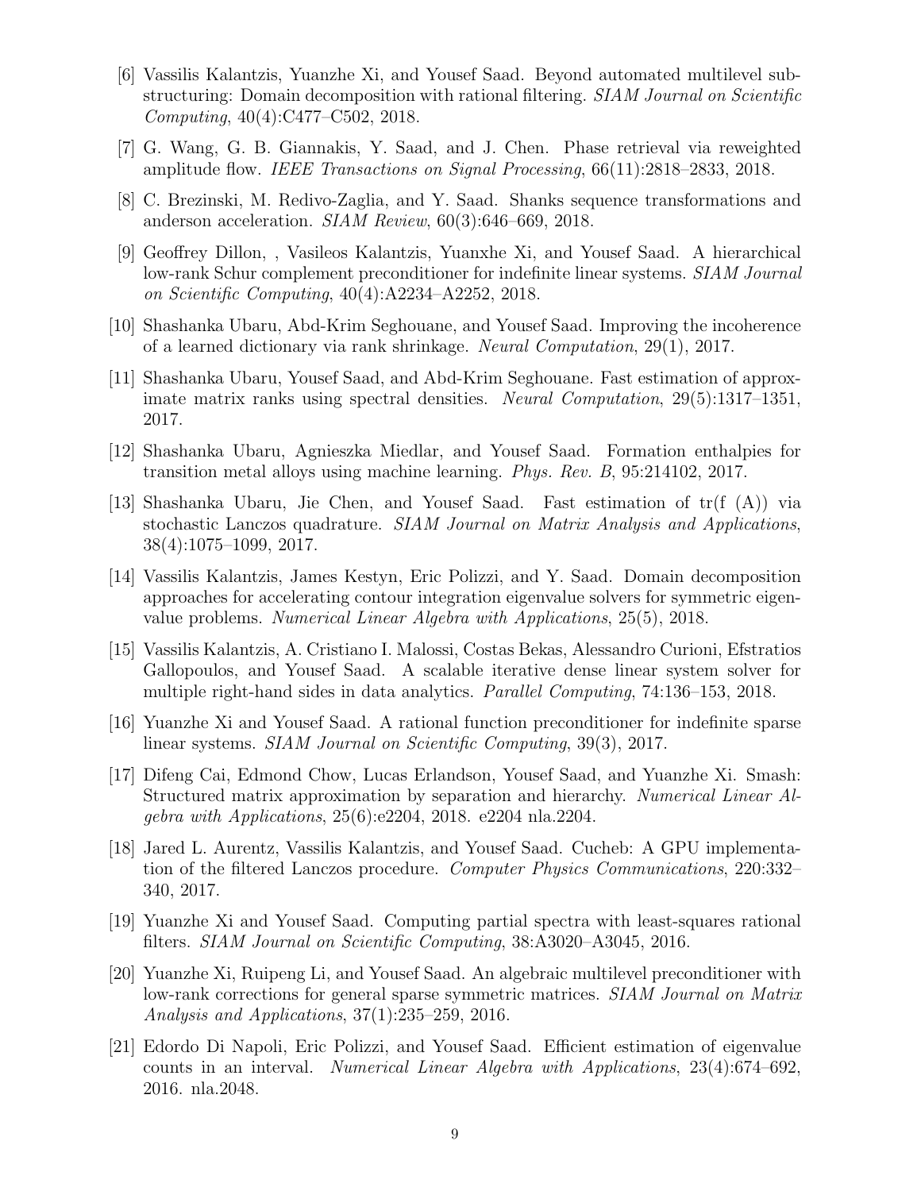[6] Vassilis Kalantzis, Yuanzhe Xi, and Yousef Saad. Beyond automated multilevel substructuring: Domain decomposition with rational filtering. *SIAM Journal on Scientific Computing*, 40(4):C477–C502, 2018.

[7] G. Wang, G. B. Giannakis, Y. Saad, and J. Chen. Phase retrieval via reweighted amplitude flow. *IEEE Transactions on Signal Processing*, 66(11):2818–2833, 2018.

[8] C. Brezinski, M. Redivo-Zaglia, and Y. Saad. Shanks sequence transformations and anderson acceleration. *SIAM Review*, 60(3):646–669, 2018.

[9] Geoffrey Dillon, , Vasileos Kalantzis, Yuanxhe Xi, and Yousef Saad. A hierarchical low-rank Schur complement preconditioner for indefinite linear systems. *SIAM Journal on Scientific Computing*, 40(4):A2234–A2252, 2018.

[10] Shashanka Ubaru, Abd-Krim Seghouane, and Yousef Saad. Improving the incoherence of a learned dictionary via rank shrinkage. *Neural Computation*, 29(1), 2017.

[11] Shashanka Ubaru, Yousef Saad, and Abd-Krim Seghouane. Fast estimation of approximate matrix ranks using spectral densities. *Neural Computation*, 29(5):1317–1351, 2017.

[12] Shashanka Ubaru, Agnieszka Miedlar, and Yousef Saad. Formation enthalpies for transition metal alloys using machine learning. *Phys. Rev. B*, 95:214102, 2017.

[13] Shashanka Ubaru, Jie Chen, and Yousef Saad. Fast estimation of tr(f (A)) via stochastic Lanczos quadrature. *SIAM Journal on Matrix Analysis and Applications*, 38(4):1075–1099, 2017.

[14] Vassilis Kalantzis, James Kestyn, Eric Polizzi, and Y. Saad. Domain decomposition approaches for accelerating contour integration eigenvalue solvers for symmetric eigenvalue problems. *Numerical Linear Algebra with Applications*, 25(5), 2018.

[15] Vassilis Kalantzis, A. Cristiano I. Malossi, Costas Bekas, Alessandro Curioni, Efstratios Gallopoulos, and Yousef Saad. A scalable iterative dense linear system solver for multiple right-hand sides in data analytics. *Parallel Computing*, 74:136–153, 2018.

[16] Yuanzhe Xi and Yousef Saad. A rational function preconditioner for indefinite sparse linear systems. *SIAM Journal on Scientific Computing*, 39(3), 2017.

[17] Difeng Cai, Edmond Chow, Lucas Erlandson, Yousef Saad, and Yuanzhe Xi. Smash: Structured matrix approximation by separation and hierarchy. *Numerical Linear Algebra with Applications*, 25(6):e2204, 2018. e2204 nla.2204.

[18] Jared L. Aurentz, Vassilis Kalantzis, and Yousef Saad. Cucheb: A GPU implementation of the filtered Lanczos procedure. *Computer Physics Communications*, 220:332–340, 2017.

[19] Yuanzhe Xi and Yousef Saad. Computing partial spectra with least-squares rational filters. *SIAM Journal on Scientific Computing*, 38:A3020–A3045, 2016.

[20] Yuanzhe Xi, Ruipeng Li, and Yousef Saad. An algebraic multilevel preconditioner with low-rank corrections for general sparse symmetric matrices. *SIAM Journal on Matrix Analysis and Applications*, 37(1):235–259, 2016.

[21] Edordo Di Napoli, Eric Polizzi, and Yousef Saad. Efficient estimation of eigenvalue counts in an interval. *Numerical Linear Algebra with Applications*, 23(4):674–692, 2016. nla.2048.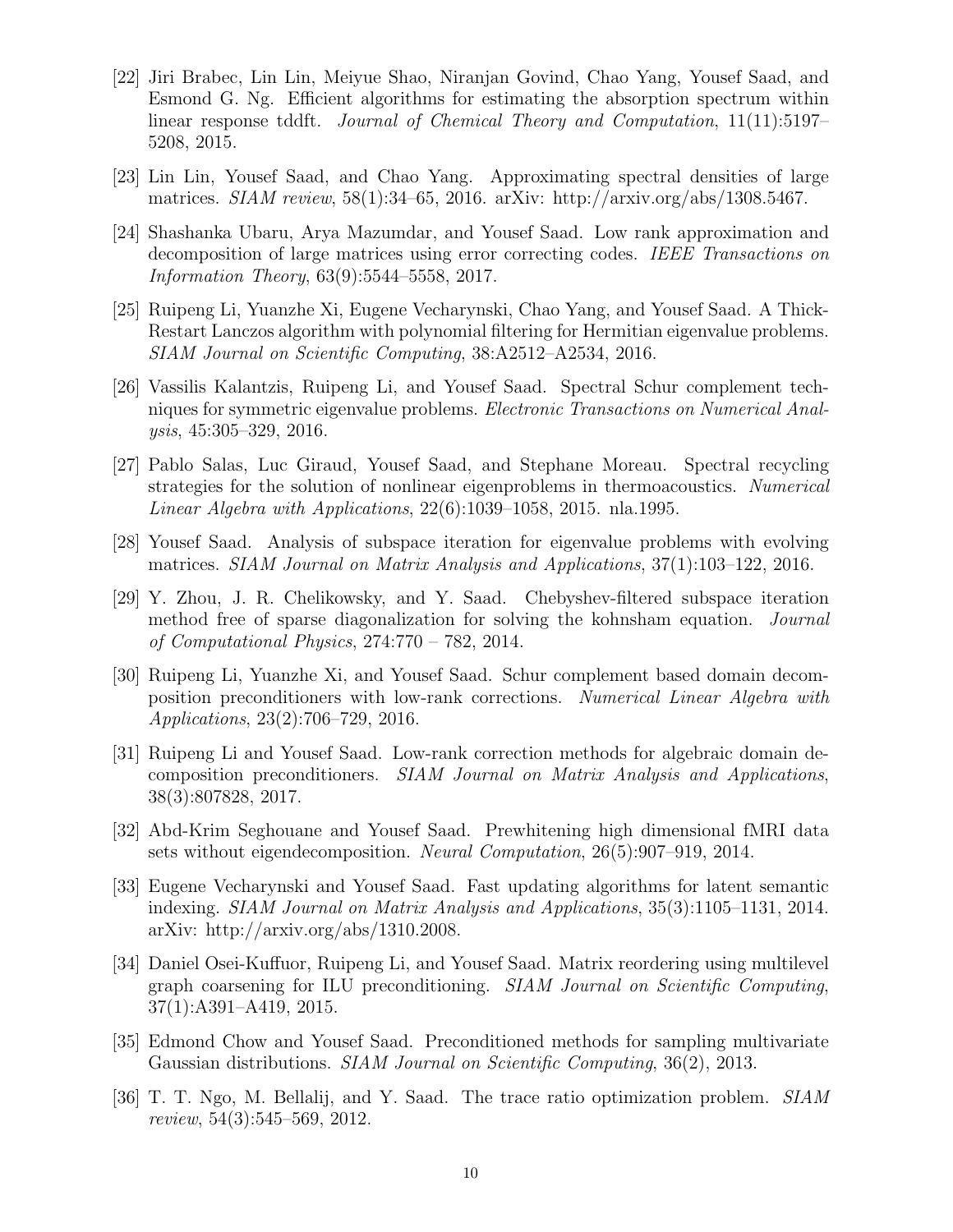[22] Jiri Brabec, Lin Lin, Meiyue Shao, Niranjan Govind, Chao Yang, Yousef Saad, and Esmond G. Ng. Efficient algorithms for estimating the absorption spectrum within linear response tddft. *Journal of Chemical Theory and Computation*, 11(11):5197–5208, 2015.

[23] Lin Lin, Yousef Saad, and Chao Yang. Approximating spectral densities of large matrices. *SIAM review*, 58(1):34–65, 2016. arXiv: http://arxiv.org/abs/1308.5467.

[24] Shashanka Ubaru, Arya Mazumdar, and Yousef Saad. Low rank approximation and decomposition of large matrices using error correcting codes. *IEEE Transactions on Information Theory*, 63(9):5544–5558, 2017.

[25] Ruipeng Li, Yuanzhe Xi, Eugene Vecharynski, Chao Yang, and Yousef Saad. A Thick-Restart Lanczos algorithm with polynomial filtering for Hermitian eigenvalue problems. *SIAM Journal on Scientific Computing*, 38:A2512–A2534, 2016.

[26] Vassilis Kalantzis, Ruipeng Li, and Yousef Saad. Spectral Schur complement techniques for symmetric eigenvalue problems. *Electronic Transactions on Numerical Analysis*, 45:305–329, 2016.

[27] Pablo Salas, Luc Giraud, Yousef Saad, and Stephane Moreau. Spectral recycling strategies for the solution of nonlinear eigenproblems in thermoacoustics. *Numerical Linear Algebra with Applications*, 22(6):1039–1058, 2015. nla.1995.

[28] Yousef Saad. Analysis of subspace iteration for eigenvalue problems with evolving matrices. *SIAM Journal on Matrix Analysis and Applications*, 37(1):103–122, 2016.

[29] Y. Zhou, J. R. Chelikowsky, and Y. Saad. Chebyshev-filtered subspace iteration method free of sparse diagonalization for solving the kohnsham equation. *Journal of Computational Physics*, 274:770 – 782, 2014.

[30] Ruipeng Li, Yuanzhe Xi, and Yousef Saad. Schur complement based domain decomposition preconditioners with low-rank corrections. *Numerical Linear Algebra with Applications*, 23(2):706–729, 2016.

[31] Ruipeng Li and Yousef Saad. Low-rank correction methods for algebraic domain decomposition preconditioners. *SIAM Journal on Matrix Analysis and Applications*, 38(3):807828, 2017.

[32] Abd-Krim Seghouane and Yousef Saad. Prewhitening high dimensional fMRI data sets without eigendecomposition. *Neural Computation*, 26(5):907–919, 2014.

[33] Eugene Vecharynski and Yousef Saad. Fast updating algorithms for latent semantic indexing. *SIAM Journal on Matrix Analysis and Applications*, 35(3):1105–1131, 2014. arXiv: http://arxiv.org/abs/1310.2008.

[34] Daniel Osei-Kuffuor, Ruipeng Li, and Yousef Saad. Matrix reordering using multilevel graph coarsening for ILU preconditioning. *SIAM Journal on Scientific Computing*, 37(1):A391–A419, 2015.

[35] Edmond Chow and Yousef Saad. Preconditioned methods for sampling multivariate Gaussian distributions. *SIAM Journal on Scientific Computing*, 36(2), 2013.

[36] T. T. Ngo, M. Bellalij, and Y. Saad. The trace ratio optimization problem. *SIAM review*, 54(3):545–569, 2012.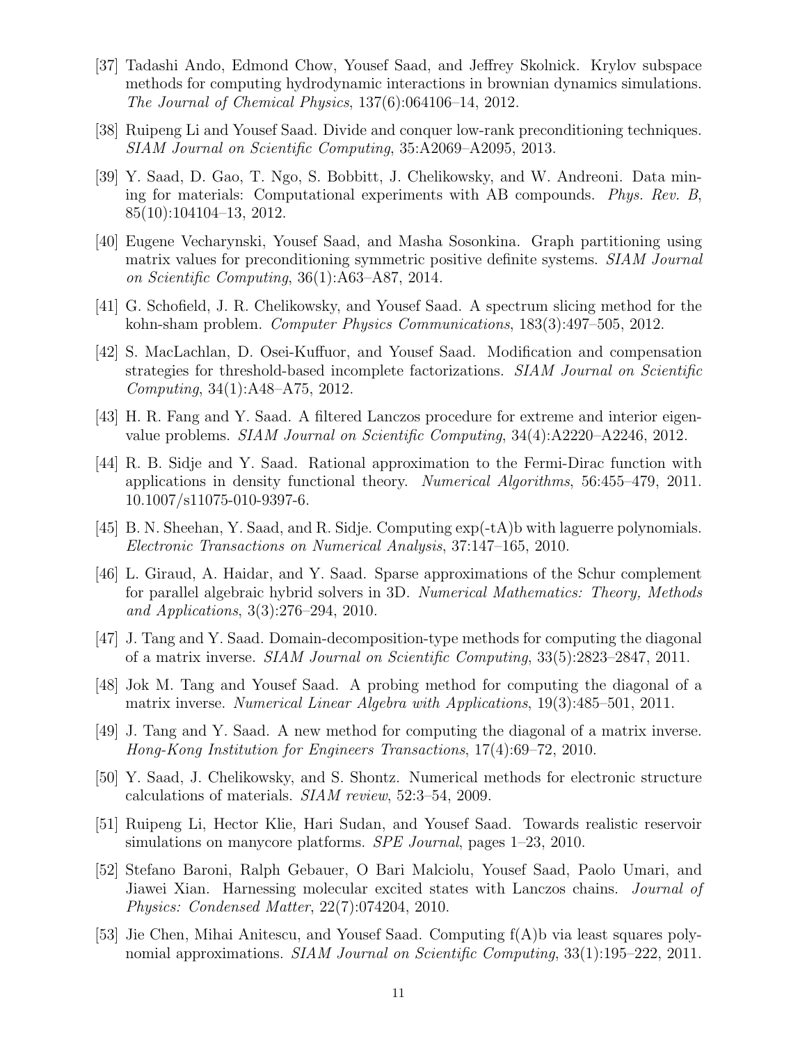[37] Tadashi Ando, Edmond Chow, Yousef Saad, and Jeffrey Skolnick. Krylov subspace methods for computing hydrodynamic interactions in brownian dynamics simulations. *The Journal of Chemical Physics*, 137(6):064106–14, 2012.

[38] Ruipeng Li and Yousef Saad. Divide and conquer low-rank preconditioning techniques. *SIAM Journal on Scientific Computing*, 35:A2069–A2095, 2013.

[39] Y. Saad, D. Gao, T. Ngo, S. Bobbitt, J. Chelikowsky, and W. Andreoni. Data mining for materials: Computational experiments with AB compounds. *Phys. Rev. B*, 85(10):104104–13, 2012.

[40] Eugene Vecharynski, Yousef Saad, and Masha Sosonkina. Graph partitioning using matrix values for preconditioning symmetric positive definite systems. *SIAM Journal on Scientific Computing*, 36(1):A63–A87, 2014.

[41] G. Schofield, J. R. Chelikowsky, and Yousef Saad. A spectrum slicing method for the kohn-sham problem. *Computer Physics Communications*, 183(3):497–505, 2012.

[42] S. MacLachlan, D. Osei-Kuffuor, and Yousef Saad. Modification and compensation strategies for threshold-based incomplete factorizations. *SIAM Journal on Scientific Computing*, 34(1):A48–A75, 2012.

[43] H. R. Fang and Y. Saad. A filtered Lanczos procedure for extreme and interior eigenvalue problems. *SIAM Journal on Scientific Computing*, 34(4):A2220–A2246, 2012.

[44] R. B. Sidje and Y. Saad. Rational approximation to the Fermi-Dirac function with applications in density functional theory. *Numerical Algorithms*, 56:455–479, 2011. 10.1007/s11075-010-9397-6.

[45] B. N. Sheehan, Y. Saad, and R. Sidje. Computing exp(-tA)b with laguerre polynomials. *Electronic Transactions on Numerical Analysis*, 37:147–165, 2010.

[46] L. Giraud, A. Haidar, and Y. Saad. Sparse approximations of the Schur complement for parallel algebraic hybrid solvers in 3D. *Numerical Mathematics: Theory, Methods and Applications*, 3(3):276–294, 2010.

[47] J. Tang and Y. Saad. Domain-decomposition-type methods for computing the diagonal of a matrix inverse. *SIAM Journal on Scientific Computing*, 33(5):2823–2847, 2011.

[48] Jok M. Tang and Yousef Saad. A probing method for computing the diagonal of a matrix inverse. *Numerical Linear Algebra with Applications*, 19(3):485–501, 2011.

[49] J. Tang and Y. Saad. A new method for computing the diagonal of a matrix inverse. *Hong-Kong Institution for Engineers Transactions*, 17(4):69–72, 2010.

[50] Y. Saad, J. Chelikowsky, and S. Shontz. Numerical methods for electronic structure calculations of materials. *SIAM review*, 52:3–54, 2009.

[51] Ruipeng Li, Hector Klie, Hari Sudan, and Yousef Saad. Towards realistic reservoir simulations on manycore platforms. *SPE Journal*, pages 1–23, 2010.

[52] Stefano Baroni, Ralph Gebauer, O Bari Malciolu, Yousef Saad, Paolo Umari, and Jiawei Xian. Harnessing molecular excited states with Lanczos chains. *Journal of Physics: Condensed Matter*, 22(7):074204, 2010.

[53] Jie Chen, Mihai Anitescu, and Yousef Saad. Computing f(A)b via least squares polynomial approximations. *SIAM Journal on Scientific Computing*, 33(1):195–222, 2011.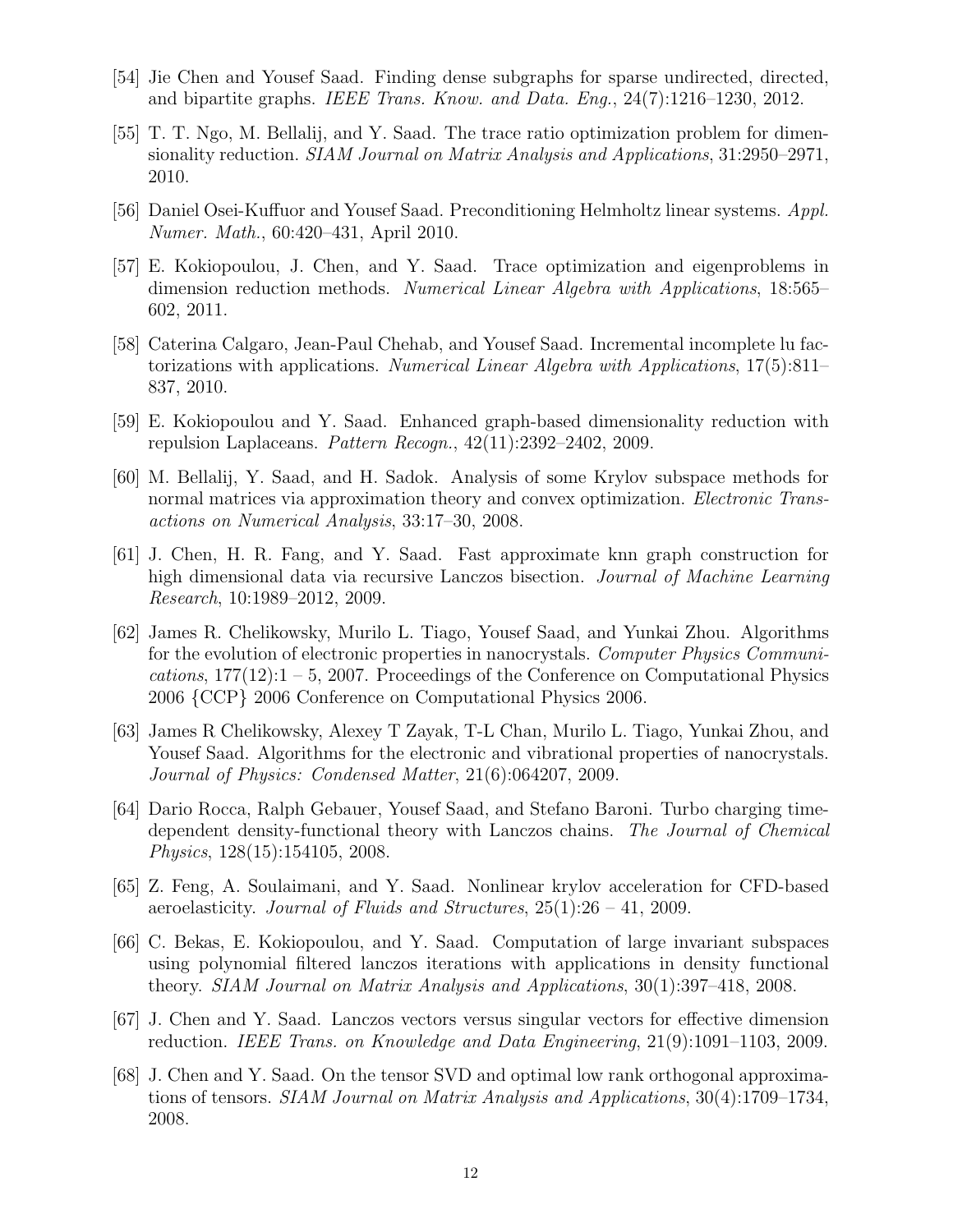[54] Jie Chen and Yousef Saad. Finding dense subgraphs for sparse undirected, directed, and bipartite graphs. *IEEE Trans. Know. and Data. Eng.*, 24(7):1216–1230, 2012.

[55] T. T. Ngo, M. Bellalij, and Y. Saad. The trace ratio optimization problem for dimensionality reduction. *SIAM Journal on Matrix Analysis and Applications*, 31:2950–2971, 2010.

[56] Daniel Osei-Kuffuor and Yousef Saad. Preconditioning Helmholtz linear systems. *Appl. Numer. Math.*, 60:420–431, April 2010.

[57] E. Kokiopoulou, J. Chen, and Y. Saad. Trace optimization and eigenproblems in dimension reduction methods. *Numerical Linear Algebra with Applications*, 18:565–602, 2011.

[58] Caterina Calgaro, Jean-Paul Chehab, and Yousef Saad. Incremental incomplete lu factorizations with applications. *Numerical Linear Algebra with Applications*, 17(5):811–837, 2010.

[59] E. Kokiopoulou and Y. Saad. Enhanced graph-based dimensionality reduction with repulsion Laplaceans. *Pattern Recogn.*, 42(11):2392–2402, 2009.

[60] M. Bellalij, Y. Saad, and H. Sadok. Analysis of some Krylov subspace methods for normal matrices via approximation theory and convex optimization. *Electronic Transactions on Numerical Analysis*, 33:17–30, 2008.

[61] J. Chen, H. R. Fang, and Y. Saad. Fast approximate knn graph construction for high dimensional data via recursive Lanczos bisection. *Journal of Machine Learning Research*, 10:1989–2012, 2009.

[62] James R. Chelikowsky, Murilo L. Tiago, Yousef Saad, and Yunkai Zhou. Algorithms for the evolution of electronic properties in nanocrystals. *Computer Physics Communications*, 177(12):1 – 5, 2007. Proceedings of the Conference on Computational Physics 2006 {CCP} 2006 Conference on Computational Physics 2006.

[63] James R Chelikowsky, Alexey T Zayak, T-L Chan, Murilo L. Tiago, Yunkai Zhou, and Yousef Saad. Algorithms for the electronic and vibrational properties of nanocrystals. *Journal of Physics: Condensed Matter*, 21(6):064207, 2009.

[64] Dario Rocca, Ralph Gebauer, Yousef Saad, and Stefano Baroni. Turbo charging time-dependent density-functional theory with Lanczos chains. *The Journal of Chemical Physics*, 128(15):154105, 2008.

[65] Z. Feng, A. Soulaimani, and Y. Saad. Nonlinear krylov acceleration for CFD-based aeroelasticity. *Journal of Fluids and Structures*, 25(1):26 – 41, 2009.

[66] C. Bekas, E. Kokiopoulou, and Y. Saad. Computation of large invariant subspaces using polynomial filtered lanczos iterations with applications in density functional theory. *SIAM Journal on Matrix Analysis and Applications*, 30(1):397–418, 2008.

[67] J. Chen and Y. Saad. Lanczos vectors versus singular vectors for effective dimension reduction. *IEEE Trans. on Knowledge and Data Engineering*, 21(9):1091–1103, 2009.

[68] J. Chen and Y. Saad. On the tensor SVD and optimal low rank orthogonal approximations of tensors. *SIAM Journal on Matrix Analysis and Applications*, 30(4):1709–1734, 2008.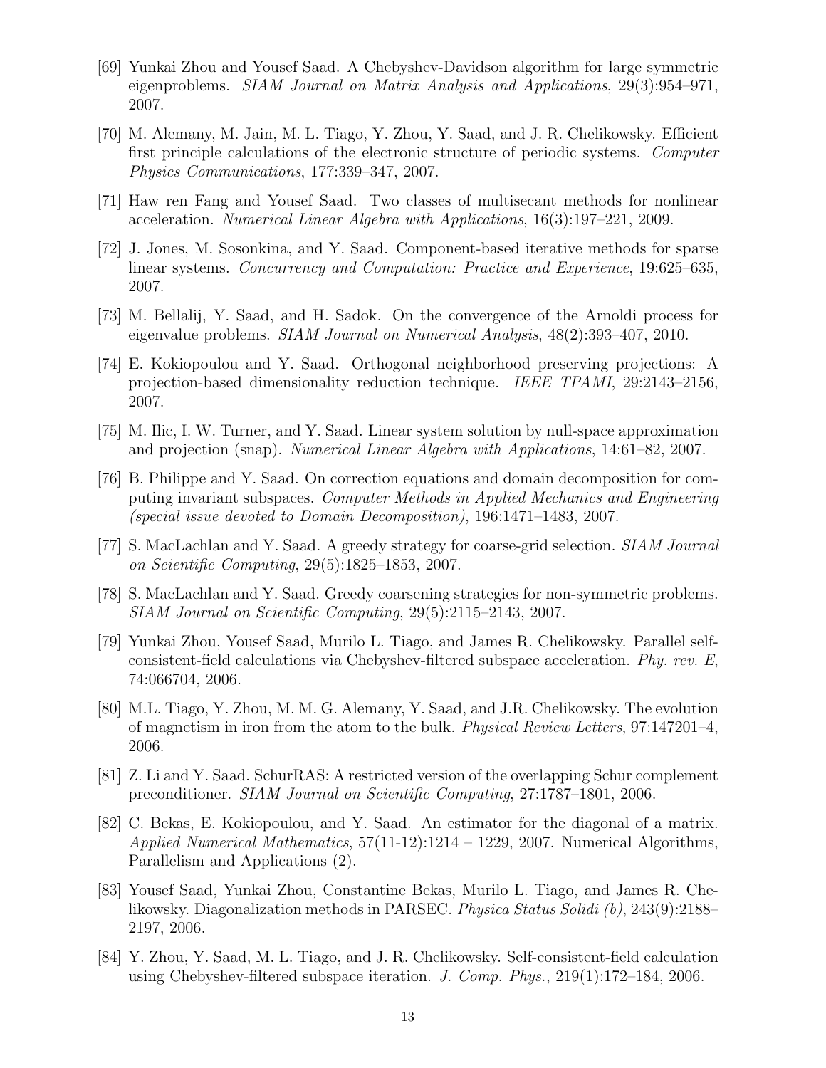[69] Yunkai Zhou and Yousef Saad. A Chebyshev-Davidson algorithm for large symmetric eigenproblems. *SIAM Journal on Matrix Analysis and Applications*, 29(3):954–971, 2007.

[70] M. Alemany, M. Jain, M. L. Tiago, Y. Zhou, Y. Saad, and J. R. Chelikowsky. Efficient first principle calculations of the electronic structure of periodic systems. *Computer Physics Communications*, 177:339–347, 2007.

[71] Haw ren Fang and Yousef Saad. Two classes of multisecant methods for nonlinear acceleration. *Numerical Linear Algebra with Applications*, 16(3):197–221, 2009.

[72] J. Jones, M. Sosonkina, and Y. Saad. Component-based iterative methods for sparse linear systems. *Concurrency and Computation: Practice and Experience*, 19:625–635, 2007.

[73] M. Bellalij, Y. Saad, and H. Sadok. On the convergence of the Arnoldi process for eigenvalue problems. *SIAM Journal on Numerical Analysis*, 48(2):393–407, 2010.

[74] E. Kokiopoulou and Y. Saad. Orthogonal neighborhood preserving projections: A projection-based dimensionality reduction technique. *IEEE TPAMI*, 29:2143–2156, 2007.

[75] M. Ilic, I. W. Turner, and Y. Saad. Linear system solution by null-space approximation and projection (snap). *Numerical Linear Algebra with Applications*, 14:61–82, 2007.

[76] B. Philippe and Y. Saad. On correction equations and domain decomposition for computing invariant subspaces. *Computer Methods in Applied Mechanics and Engineering (special issue devoted to Domain Decomposition)*, 196:1471–1483, 2007.

[77] S. MacLachlan and Y. Saad. A greedy strategy for coarse-grid selection. *SIAM Journal on Scientific Computing*, 29(5):1825–1853, 2007.

[78] S. MacLachlan and Y. Saad. Greedy coarsening strategies for non-symmetric problems. *SIAM Journal on Scientific Computing*, 29(5):2115–2143, 2007.

[79] Yunkai Zhou, Yousef Saad, Murilo L. Tiago, and James R. Chelikowsky. Parallel self-consistent-field calculations via Chebyshev-filtered subspace acceleration. *Phy. rev. E*, 74:066704, 2006.

[80] M.L. Tiago, Y. Zhou, M. M. G. Alemany, Y. Saad, and J.R. Chelikowsky. The evolution of magnetism in iron from the atom to the bulk. *Physical Review Letters*, 97:147201–4, 2006.

[81] Z. Li and Y. Saad. SchurRAS: A restricted version of the overlapping Schur complement preconditioner. *SIAM Journal on Scientific Computing*, 27:1787–1801, 2006.

[82] C. Bekas, E. Kokiopoulou, and Y. Saad. An estimator for the diagonal of a matrix. *Applied Numerical Mathematics*, 57(11-12):1214 – 1229, 2007. Numerical Algorithms, Parallelism and Applications (2).

[83] Yousef Saad, Yunkai Zhou, Constantine Bekas, Murilo L. Tiago, and James R. Chelikowsky. Diagonalization methods in PARSEC. *Physica Status Solidi (b)*, 243(9):2188–2197, 2006.

[84] Y. Zhou, Y. Saad, M. L. Tiago, and J. R. Chelikowsky. Self-consistent-field calculation using Chebyshev-filtered subspace iteration. *J. Comp. Phys.*, 219(1):172–184, 2006.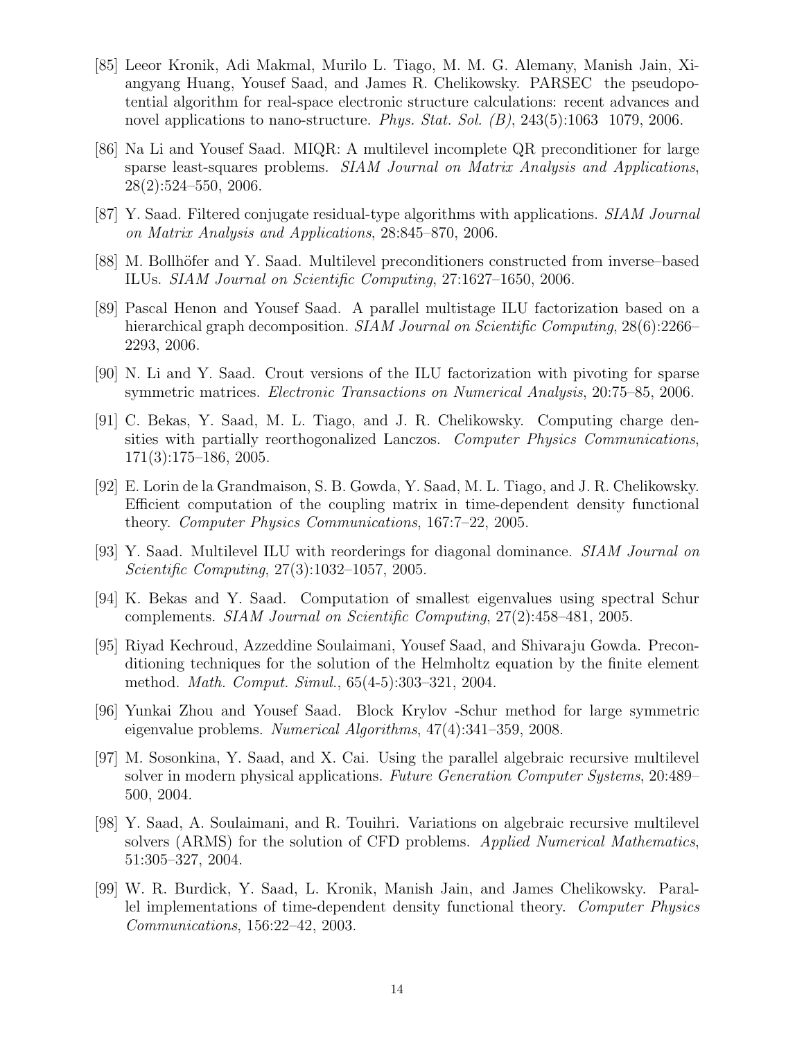[85] Leeor Kronik, Adi Makmal, Murilo L. Tiago, M. M. G. Alemany, Manish Jain, Xiangyang Huang, Yousef Saad, and James R. Chelikowsky. PARSEC the pseudopotential algorithm for real-space electronic structure calculations: recent advances and novel applications to nano-structure. *Phys. Stat. Sol. (B)*, 243(5):1063 1079, 2006.

[86] Na Li and Yousef Saad. MIQR: A multilevel incomplete QR preconditioner for large sparse least-squares problems. *SIAM Journal on Matrix Analysis and Applications*, 28(2):524–550, 2006.

[87] Y. Saad. Filtered conjugate residual-type algorithms with applications. *SIAM Journal on Matrix Analysis and Applications*, 28:845–870, 2006.

[88] M. Bollhöfer and Y. Saad. Multilevel preconditioners constructed from inverse–based ILUs. *SIAM Journal on Scientific Computing*, 27:1627–1650, 2006.

[89] Pascal Henon and Yousef Saad. A parallel multistage ILU factorization based on a hierarchical graph decomposition. *SIAM Journal on Scientific Computing*, 28(6):2266–2293, 2006.

[90] N. Li and Y. Saad. Crout versions of the ILU factorization with pivoting for sparse symmetric matrices. *Electronic Transactions on Numerical Analysis*, 20:75–85, 2006.

[91] C. Bekas, Y. Saad, M. L. Tiago, and J. R. Chelikowsky. Computing charge densities with partially reorthogonalized Lanczos. *Computer Physics Communications*, 171(3):175–186, 2005.

[92] E. Lorin de la Grandmaison, S. B. Gowda, Y. Saad, M. L. Tiago, and J. R. Chelikowsky. Efficient computation of the coupling matrix in time-dependent density functional theory. *Computer Physics Communications*, 167:7–22, 2005.

[93] Y. Saad. Multilevel ILU with reorderings for diagonal dominance. *SIAM Journal on Scientific Computing*, 27(3):1032–1057, 2005.

[94] K. Bekas and Y. Saad. Computation of smallest eigenvalues using spectral Schur complements. *SIAM Journal on Scientific Computing*, 27(2):458–481, 2005.

[95] Riyad Kechroud, Azzeddine Soulaimani, Yousef Saad, and Shivaraju Gowda. Preconditioning techniques for the solution of the Helmholtz equation by the finite element method. *Math. Comput. Simul.*, 65(4-5):303–321, 2004.

[96] Yunkai Zhou and Yousef Saad. Block Krylov -Schur method for large symmetric eigenvalue problems. *Numerical Algorithms*, 47(4):341–359, 2008.

[97] M. Sosonkina, Y. Saad, and X. Cai. Using the parallel algebraic recursive multilevel solver in modern physical applications. *Future Generation Computer Systems*, 20:489–500, 2004.

[98] Y. Saad, A. Soulaimani, and R. Touihri. Variations on algebraic recursive multilevel solvers (ARMS) for the solution of CFD problems. *Applied Numerical Mathematics*, 51:305–327, 2004.

[99] W. R. Burdick, Y. Saad, L. Kronik, Manish Jain, and James Chelikowsky. Parallel implementations of time-dependent density functional theory. *Computer Physics Communications*, 156:22–42, 2003.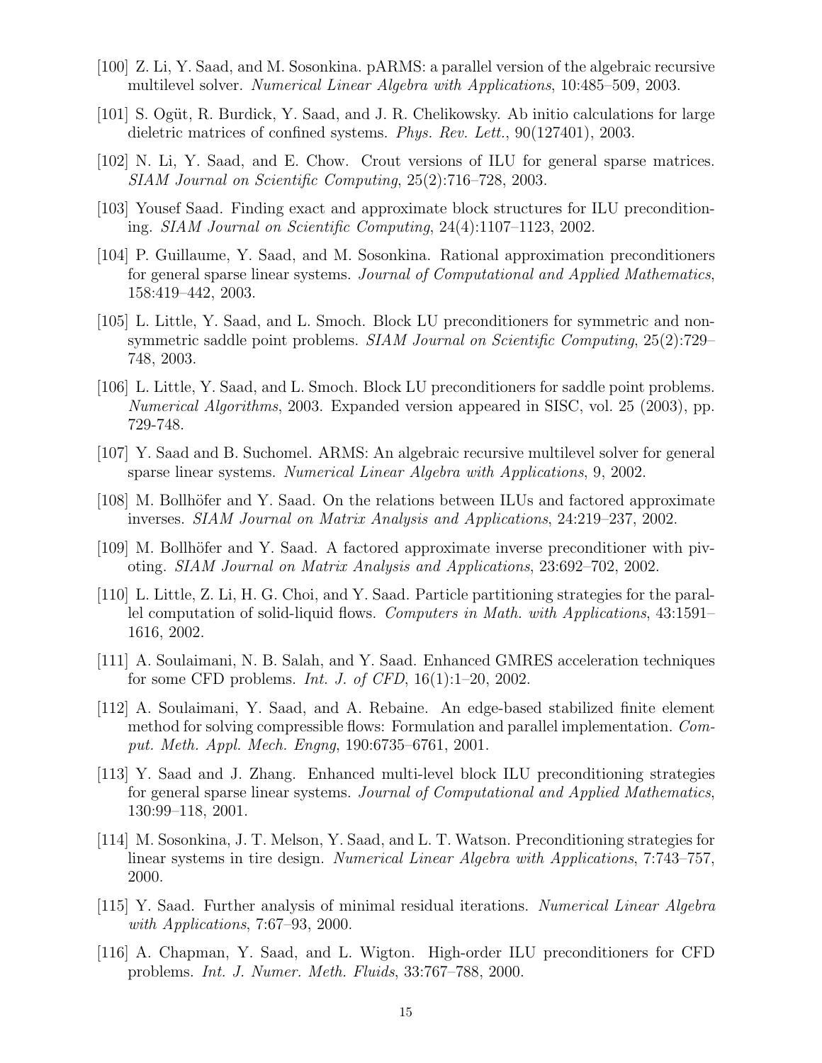[100] Z. Li, Y. Saad, and M. Sosonkina. pARMS: a parallel version of the algebraic recursive multilevel solver. *Numerical Linear Algebra with Applications*, 10:485–509, 2003.

[101] S. Ogüt, R. Burdick, Y. Saad, and J. R. Chelikowsky. Ab initio calculations for large dieletric matrices of confined systems. *Phys. Rev. Lett.*, 90(127401), 2003.

[102] N. Li, Y. Saad, and E. Chow. Crout versions of ILU for general sparse matrices. *SIAM Journal on Scientific Computing*, 25(2):716–728, 2003.

[103] Yousef Saad. Finding exact and approximate block structures for ILU preconditioning. *SIAM Journal on Scientific Computing*, 24(4):1107–1123, 2002.

[104] P. Guillaume, Y. Saad, and M. Sosonkina. Rational approximation preconditioners for general sparse linear systems. *Journal of Computational and Applied Mathematics*, 158:419–442, 2003.

[105] L. Little, Y. Saad, and L. Smoch. Block LU preconditioners for symmetric and non-symmetric saddle point problems. *SIAM Journal on Scientific Computing*, 25(2):729–748, 2003.

[106] L. Little, Y. Saad, and L. Smoch. Block LU preconditioners for saddle point problems. *Numerical Algorithms*, 2003. Expanded version appeared in SISC, vol. 25 (2003), pp. 729-748.

[107] Y. Saad and B. Suchomel. ARMS: An algebraic recursive multilevel solver for general sparse linear systems. *Numerical Linear Algebra with Applications*, 9, 2002.

[108] M. Bollhöfer and Y. Saad. On the relations between ILUs and factored approximate inverses. *SIAM Journal on Matrix Analysis and Applications*, 24:219–237, 2002.

[109] M. Bollhöfer and Y. Saad. A factored approximate inverse preconditioner with pivoting. *SIAM Journal on Matrix Analysis and Applications*, 23:692–702, 2002.

[110] L. Little, Z. Li, H. G. Choi, and Y. Saad. Particle partitioning strategies for the parallel computation of solid-liquid flows. *Computers in Math. with Applications*, 43:1591–1616, 2002.

[111] A. Soulaimani, N. B. Salah, and Y. Saad. Enhanced GMRES acceleration techniques for some CFD problems. *Int. J. of CFD*, 16(1):1–20, 2002.

[112] A. Soulaimani, Y. Saad, and A. Rebaine. An edge-based stabilized finite element method for solving compressible flows: Formulation and parallel implementation. *Comput. Meth. Appl. Mech. Engng*, 190:6735–6761, 2001.

[113] Y. Saad and J. Zhang. Enhanced multi-level block ILU preconditioning strategies for general sparse linear systems. *Journal of Computational and Applied Mathematics*, 130:99–118, 2001.

[114] M. Sosonkina, J. T. Melson, Y. Saad, and L. T. Watson. Preconditioning strategies for linear systems in tire design. *Numerical Linear Algebra with Applications*, 7:743–757, 2000.

[115] Y. Saad. Further analysis of minimal residual iterations. *Numerical Linear Algebra with Applications*, 7:67–93, 2000.

[116] A. Chapman, Y. Saad, and L. Wigton. High-order ILU preconditioners for CFD problems. *Int. J. Numer. Meth. Fluids*, 33:767–788, 2000.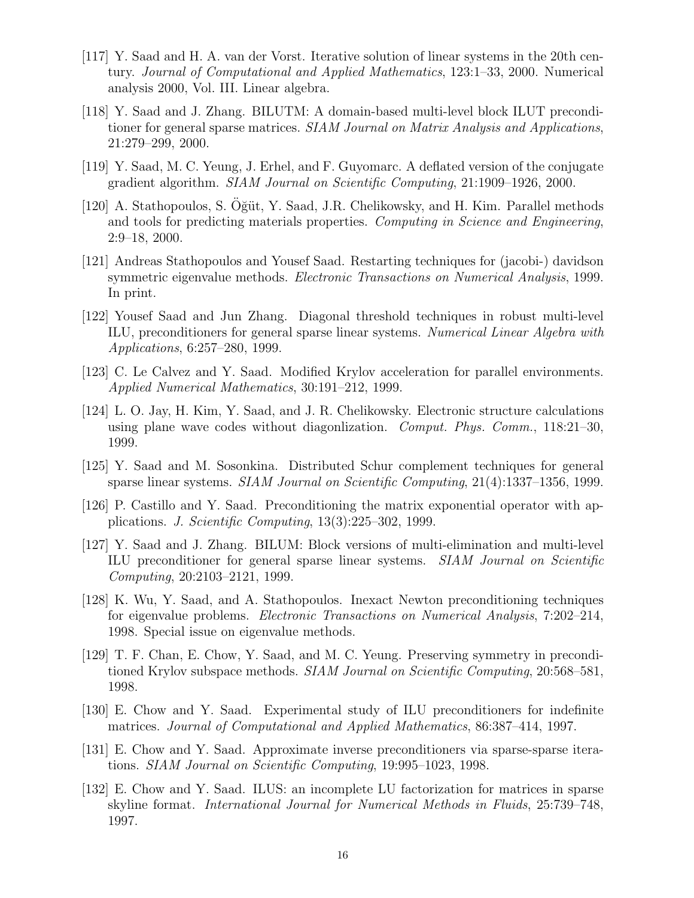[117] Y. Saad and H. A. van der Vorst. Iterative solution of linear systems in the 20th century. *Journal of Computational and Applied Mathematics*, 123:1–33, 2000. Numerical analysis 2000, Vol. III. Linear algebra.

[118] Y. Saad and J. Zhang. BILUTM: A domain-based multi-level block ILUT preconditioner for general sparse matrices. *SIAM Journal on Matrix Analysis and Applications*, 21:279–299, 2000.

[119] Y. Saad, M. C. Yeung, J. Erhel, and F. Guyomarc. A deflated version of the conjugate gradient algorithm. *SIAM Journal on Scientific Computing*, 21:1909–1926, 2000.

[120] A. Stathopoulos, S. Öğüt, Y. Saad, J.R. Chelikowsky, and H. Kim. Parallel methods and tools for predicting materials properties. *Computing in Science and Engineering*, 2:9–18, 2000.

[121] Andreas Stathopoulos and Yousef Saad. Restarting techniques for (jacobi-) davidson symmetric eigenvalue methods. *Electronic Transactions on Numerical Analysis*, 1999. In print.

[122] Yousef Saad and Jun Zhang. Diagonal threshold techniques in robust multi-level ILU, preconditioners for general sparse linear systems. *Numerical Linear Algebra with Applications*, 6:257–280, 1999.

[123] C. Le Calvez and Y. Saad. Modified Krylov acceleration for parallel environments. *Applied Numerical Mathematics*, 30:191–212, 1999.

[124] L. O. Jay, H. Kim, Y. Saad, and J. R. Chelikowsky. Electronic structure calculations using plane wave codes without diagonlization. *Comput. Phys. Comm.*, 118:21–30, 1999.

[125] Y. Saad and M. Sosonkina. Distributed Schur complement techniques for general sparse linear systems. *SIAM Journal on Scientific Computing*, 21(4):1337–1356, 1999.

[126] P. Castillo and Y. Saad. Preconditioning the matrix exponential operator with applications. *J. Scientific Computing*, 13(3):225–302, 1999.

[127] Y. Saad and J. Zhang. BILUM: Block versions of multi-elimination and multi-level ILU preconditioner for general sparse linear systems. *SIAM Journal on Scientific Computing*, 20:2103–2121, 1999.

[128] K. Wu, Y. Saad, and A. Stathopoulos. Inexact Newton preconditioning techniques for eigenvalue problems. *Electronic Transactions on Numerical Analysis*, 7:202–214, 1998. Special issue on eigenvalue methods.

[129] T. F. Chan, E. Chow, Y. Saad, and M. C. Yeung. Preserving symmetry in preconditioned Krylov subspace methods. *SIAM Journal on Scientific Computing*, 20:568–581, 1998.

[130] E. Chow and Y. Saad. Experimental study of ILU preconditioners for indefinite matrices. *Journal of Computational and Applied Mathematics*, 86:387–414, 1997.

[131] E. Chow and Y. Saad. Approximate inverse preconditioners via sparse-sparse iterations. *SIAM Journal on Scientific Computing*, 19:995–1023, 1998.

[132] E. Chow and Y. Saad. ILUS: an incomplete LU factorization for matrices in sparse skyline format. *International Journal for Numerical Methods in Fluids*, 25:739–748, 1997.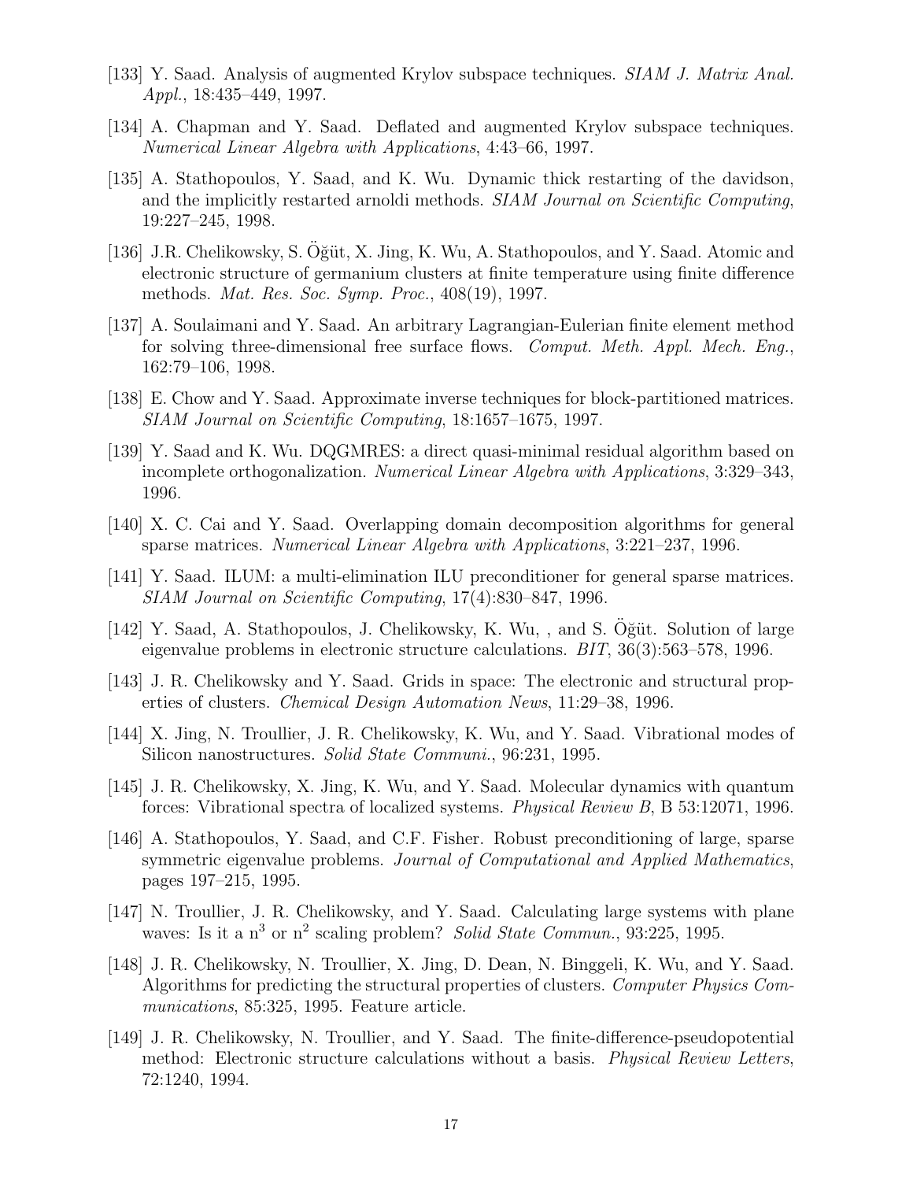[133] Y. Saad. Analysis of augmented Krylov subspace techniques. *SIAM J. Matrix Anal. Appl.*, 18:435–449, 1997.

[134] A. Chapman and Y. Saad. Deflated and augmented Krylov subspace techniques. *Numerical Linear Algebra with Applications*, 4:43–66, 1997.

[135] A. Stathopoulos, Y. Saad, and K. Wu. Dynamic thick restarting of the davidson, and the implicitly restarted arnoldi methods. *SIAM Journal on Scientific Computing*, 19:227–245, 1998.

[136] J.R. Chelikowsky, S. Öğüt, X. Jing, K. Wu, A. Stathopoulos, and Y. Saad. Atomic and electronic structure of germanium clusters at finite temperature using finite difference methods. *Mat. Res. Soc. Symp. Proc.*, 408(19), 1997.

[137] A. Soulaimani and Y. Saad. An arbitrary Lagrangian-Eulerian finite element method for solving three-dimensional free surface flows. *Comput. Meth. Appl. Mech. Eng.*, 162:79–106, 1998.

[138] E. Chow and Y. Saad. Approximate inverse techniques for block-partitioned matrices. *SIAM Journal on Scientific Computing*, 18:1657–1675, 1997.

[139] Y. Saad and K. Wu. DQGMRES: a direct quasi-minimal residual algorithm based on incomplete orthogonalization. *Numerical Linear Algebra with Applications*, 3:329–343, 1996.

[140] X. C. Cai and Y. Saad. Overlapping domain decomposition algorithms for general sparse matrices. *Numerical Linear Algebra with Applications*, 3:221–237, 1996.

[141] Y. Saad. ILUM: a multi-elimination ILU preconditioner for general sparse matrices. *SIAM Journal on Scientific Computing*, 17(4):830–847, 1996.

[142] Y. Saad, A. Stathopoulos, J. Chelikowsky, K. Wu, , and S. Öğüt. Solution of large eigenvalue problems in electronic structure calculations. *BIT*, 36(3):563–578, 1996.

[143] J. R. Chelikowsky and Y. Saad. Grids in space: The electronic and structural properties of clusters. *Chemical Design Automation News*, 11:29–38, 1996.

[144] X. Jing, N. Troullier, J. R. Chelikowsky, K. Wu, and Y. Saad. Vibrational modes of Silicon nanostructures. *Solid State Communi.*, 96:231, 1995.

[145] J. R. Chelikowsky, X. Jing, K. Wu, and Y. Saad. Molecular dynamics with quantum forces: Vibrational spectra of localized systems. *Physical Review B*, B 53:12071, 1996.

[146] A. Stathopoulos, Y. Saad, and C.F. Fisher. Robust preconditioning of large, sparse symmetric eigenvalue problems. *Journal of Computational and Applied Mathematics*, pages 197–215, 1995.

[147] N. Troullier, J. R. Chelikowsky, and Y. Saad. Calculating large systems with plane waves: Is it a $n^3$ or $n^2$ scaling problem? *Solid State Commun.*, 93:225, 1995.

[148] J. R. Chelikowsky, N. Troullier, X. Jing, D. Dean, N. Binggeli, K. Wu, and Y. Saad. Algorithms for predicting the structural properties of clusters. *Computer Physics Communications*, 85:325, 1995. Feature article.

[149] J. R. Chelikowsky, N. Troullier, and Y. Saad. The finite-difference-pseudopotential method: Electronic structure calculations without a basis. *Physical Review Letters*, 72:1240, 1994.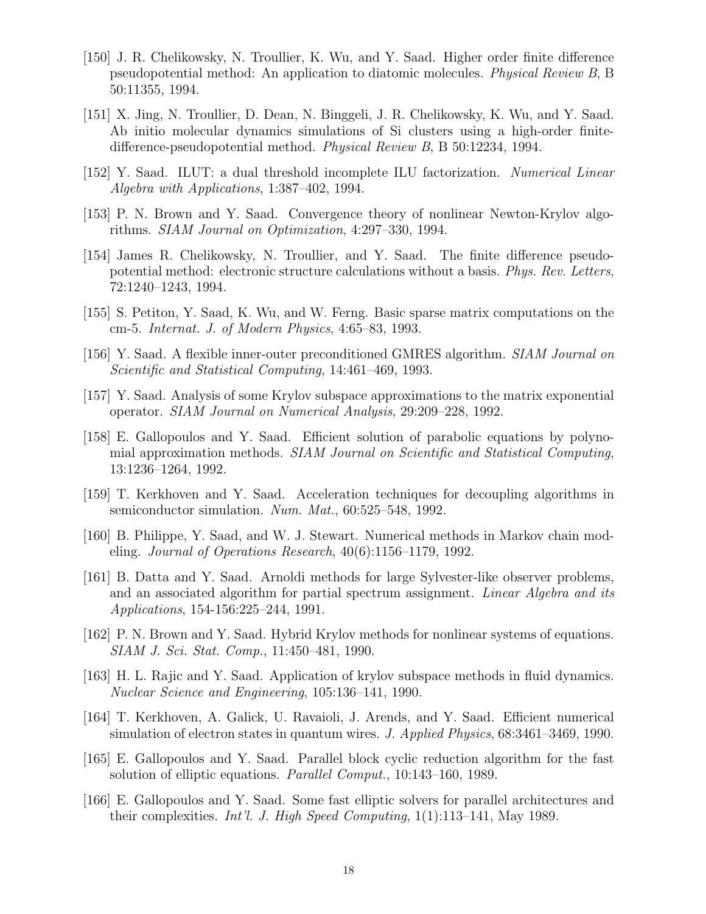[150] J. R. Chelikowsky, N. Troullier, K. Wu, and Y. Saad. Higher order finite difference pseudopotential method: An application to diatomic molecules. *Physical Review B*, B 50:11355, 1994.

[151] X. Jing, N. Troullier, D. Dean, N. Binggeli, J. R. Chelikowsky, K. Wu, and Y. Saad. Ab initio molecular dynamics simulations of Si clusters using a high-order finite-difference-pseudopotential method. *Physical Review B*, B 50:12234, 1994.

[152] Y. Saad. ILUT: a dual threshold incomplete ILU factorization. *Numerical Linear Algebra with Applications*, 1:387–402, 1994.

[153] P. N. Brown and Y. Saad. Convergence theory of nonlinear Newton-Krylov algorithms. *SIAM Journal on Optimization*, 4:297–330, 1994.

[154] James R. Chelikowsky, N. Troullier, and Y. Saad. The finite difference pseudopotential method: electronic structure calculations without a basis. *Phys. Rev. Letters*, 72:1240–1243, 1994.

[155] S. Petiton, Y. Saad, K. Wu, and W. Ferng. Basic sparse matrix computations on the cm-5. *Internat. J. of Modern Physics*, 4:65–83, 1993.

[156] Y. Saad. A flexible inner-outer preconditioned GMRES algorithm. *SIAM Journal on Scientific and Statistical Computing*, 14:461–469, 1993.

[157] Y. Saad. Analysis of some Krylov subspace approximations to the matrix exponential operator. *SIAM Journal on Numerical Analysis*, 29:209–228, 1992.

[158] E. Gallopoulos and Y. Saad. Efficient solution of parabolic equations by polynomial approximation methods. *SIAM Journal on Scientific and Statistical Computing*, 13:1236–1264, 1992.

[159] T. Kerkhoven and Y. Saad. Acceleration techniques for decoupling algorithms in semiconductor simulation. *Num. Mat.*, 60:525–548, 1992.

[160] B. Philippe, Y. Saad, and W. J. Stewart. Numerical methods in Markov chain modeling. *Journal of Operations Research*, 40(6):1156–1179, 1992.

[161] B. Datta and Y. Saad. Arnoldi methods for large Sylvester-like observer problems, and an associated algorithm for partial spectrum assignment. *Linear Algebra and its Applications*, 154-156:225–244, 1991.

[162] P. N. Brown and Y. Saad. Hybrid Krylov methods for nonlinear systems of equations. *SIAM J. Sci. Stat. Comp.*, 11:450–481, 1990.

[163] H. L. Rajic and Y. Saad. Application of krylov subspace methods in fluid dynamics. *Nuclear Science and Engineering*, 105:136–141, 1990.

[164] T. Kerkhoven, A. Galick, U. Ravaioli, J. Arends, and Y. Saad. Efficient numerical simulation of electron states in quantum wires. *J. Applied Physics*, 68:3461–3469, 1990.

[165] E. Gallopoulos and Y. Saad. Parallel block cyclic reduction algorithm for the fast solution of elliptic equations. *Parallel Comput.*, 10:143–160, 1989.

[166] E. Gallopoulos and Y. Saad. Some fast elliptic solvers for parallel architectures and their complexities. *Int'l. J. High Speed Computing*, 1(1):113–141, May 1989.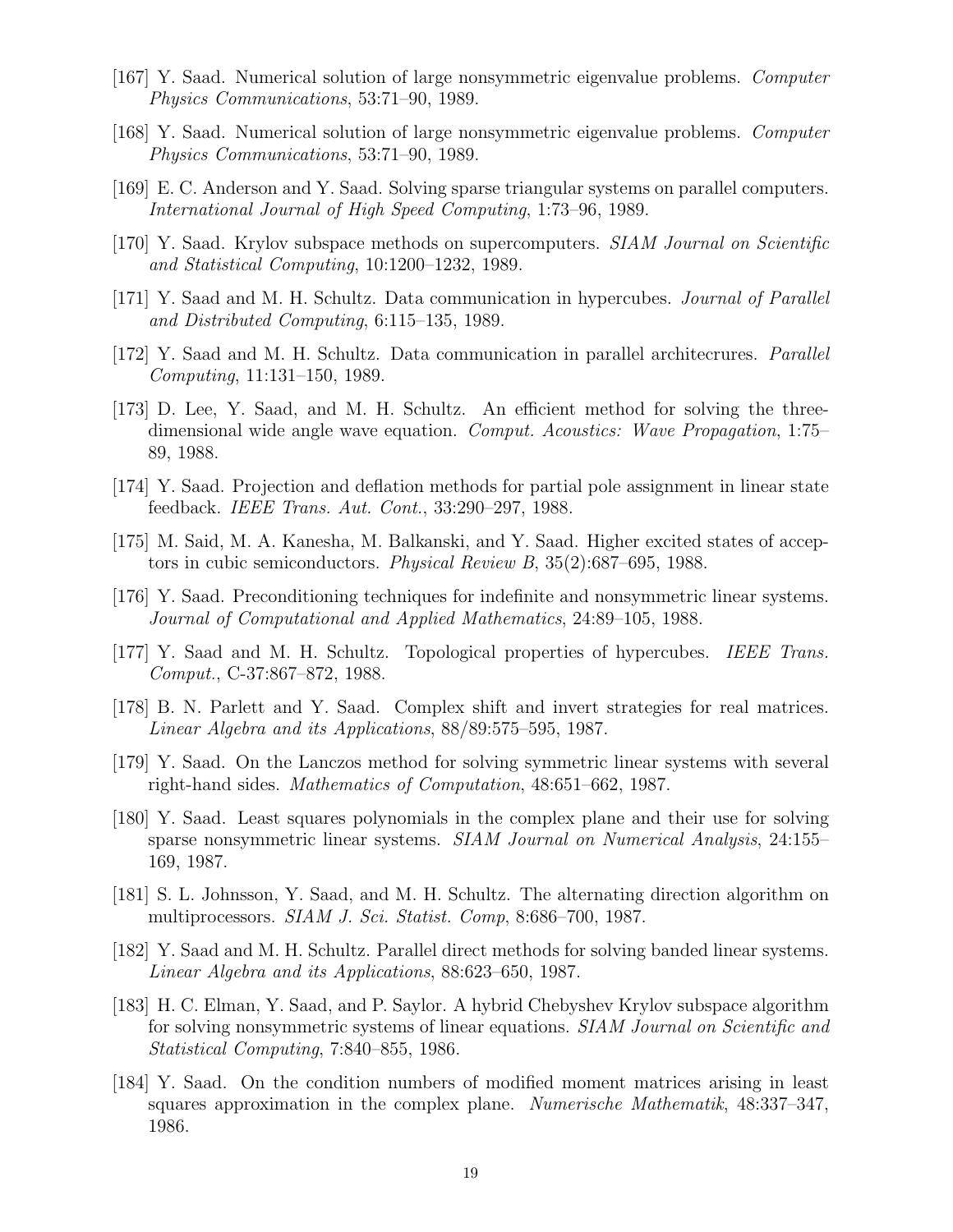[167] Y. Saad. Numerical solution of large nonsymmetric eigenvalue problems. *Computer Physics Communications*, 53:71–90, 1989.

[168] Y. Saad. Numerical solution of large nonsymmetric eigenvalue problems. *Computer Physics Communications*, 53:71–90, 1989.

[169] E. C. Anderson and Y. Saad. Solving sparse triangular systems on parallel computers. *International Journal of High Speed Computing*, 1:73–96, 1989.

[170] Y. Saad. Krylov subspace methods on supercomputers. *SIAM Journal on Scientific and Statistical Computing*, 10:1200–1232, 1989.

[171] Y. Saad and M. H. Schultz. Data communication in hypercubes. *Journal of Parallel and Distributed Computing*, 6:115–135, 1989.

[172] Y. Saad and M. H. Schultz. Data communication in parallel architecrures. *Parallel Computing*, 11:131–150, 1989.

[173] D. Lee, Y. Saad, and M. H. Schultz. An efficient method for solving the three-dimensional wide angle wave equation. *Comput. Acoustics: Wave Propagation*, 1:75–89, 1988.

[174] Y. Saad. Projection and deflation methods for partial pole assignment in linear state feedback. *IEEE Trans. Aut. Cont.*, 33:290–297, 1988.

[175] M. Said, M. A. Kanesha, M. Balkanski, and Y. Saad. Higher excited states of acceptors in cubic semiconductors. *Physical Review B*, 35(2):687–695, 1988.

[176] Y. Saad. Preconditioning techniques for indefinite and nonsymmetric linear systems. *Journal of Computational and Applied Mathematics*, 24:89–105, 1988.

[177] Y. Saad and M. H. Schultz. Topological properties of hypercubes. *IEEE Trans. Comput.*, C-37:867–872, 1988.

[178] B. N. Parlett and Y. Saad. Complex shift and invert strategies for real matrices. *Linear Algebra and its Applications*, 88/89:575–595, 1987.

[179] Y. Saad. On the Lanczos method for solving symmetric linear systems with several right-hand sides. *Mathematics of Computation*, 48:651–662, 1987.

[180] Y. Saad. Least squares polynomials in the complex plane and their use for solving sparse nonsymmetric linear systems. *SIAM Journal on Numerical Analysis*, 24:155–169, 1987.

[181] S. L. Johnsson, Y. Saad, and M. H. Schultz. The alternating direction algorithm on multiprocessors. *SIAM J. Sci. Statist. Comp*, 8:686–700, 1987.

[182] Y. Saad and M. H. Schultz. Parallel direct methods for solving banded linear systems. *Linear Algebra and its Applications*, 88:623–650, 1987.

[183] H. C. Elman, Y. Saad, and P. Saylor. A hybrid Chebyshev Krylov subspace algorithm for solving nonsymmetric systems of linear equations. *SIAM Journal on Scientific and Statistical Computing*, 7:840–855, 1986.

[184] Y. Saad. On the condition numbers of modified moment matrices arising in least squares approximation in the complex plane. *Numerische Mathematik*, 48:337–347, 1986.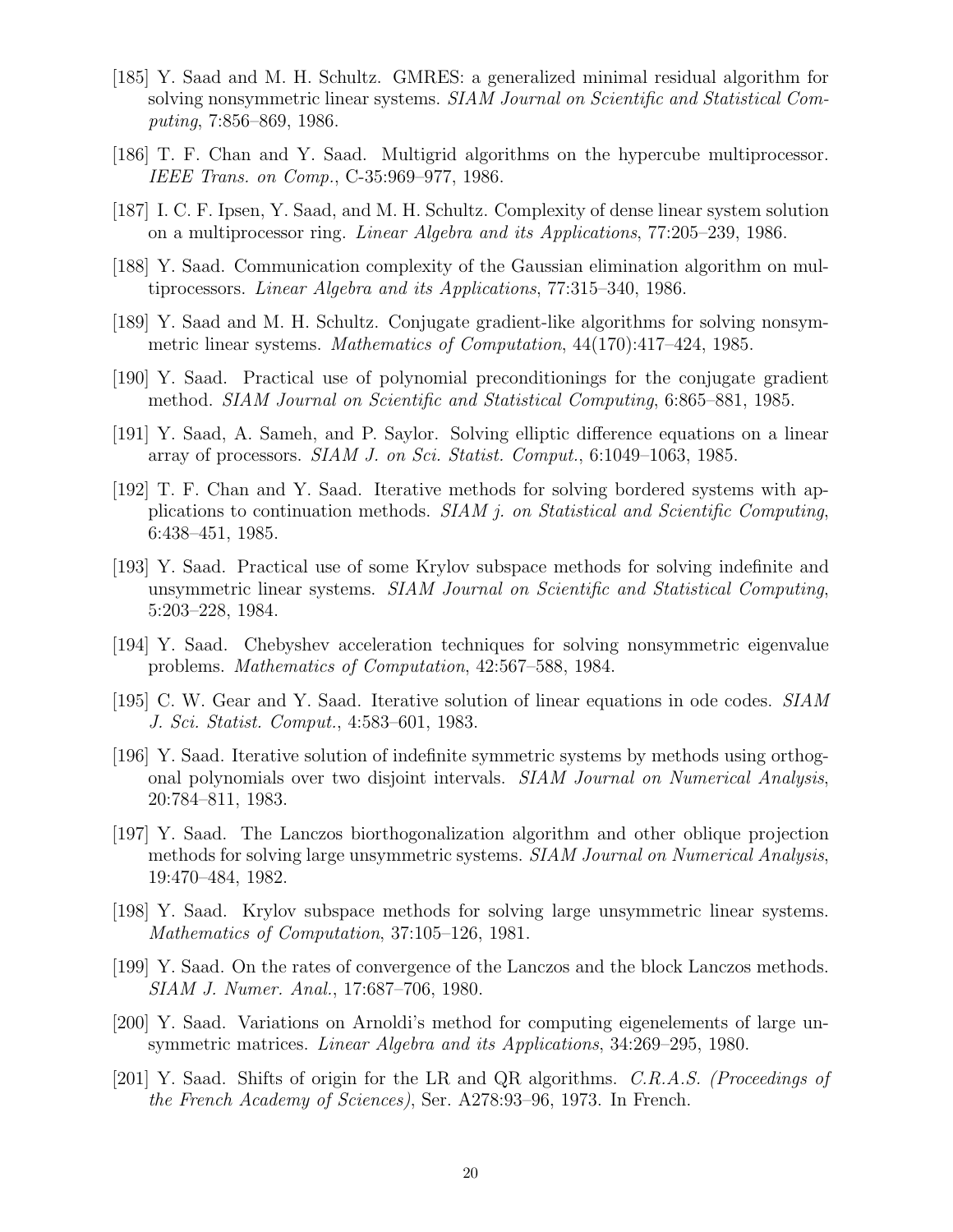[185] Y. Saad and M. H. Schultz. GMRES: a generalized minimal residual algorithm for solving nonsymmetric linear systems. *SIAM Journal on Scientific and Statistical Computing*, 7:856–869, 1986.

[186] T. F. Chan and Y. Saad. Multigrid algorithms on the hypercube multiprocessor. *IEEE Trans. on Comp.*, C-35:969–977, 1986.

[187] I. C. F. Ipsen, Y. Saad, and M. H. Schultz. Complexity of dense linear system solution on a multiprocessor ring. *Linear Algebra and its Applications*, 77:205–239, 1986.

[188] Y. Saad. Communication complexity of the Gaussian elimination algorithm on multiprocessors. *Linear Algebra and its Applications*, 77:315–340, 1986.

[189] Y. Saad and M. H. Schultz. Conjugate gradient-like algorithms for solving nonsymmetric linear systems. *Mathematics of Computation*, 44(170):417–424, 1985.

[190] Y. Saad. Practical use of polynomial preconditionings for the conjugate gradient method. *SIAM Journal on Scientific and Statistical Computing*, 6:865–881, 1985.

[191] Y. Saad, A. Sameh, and P. Saylor. Solving elliptic difference equations on a linear array of processors. *SIAM J. on Sci. Statist. Comput.*, 6:1049–1063, 1985.

[192] T. F. Chan and Y. Saad. Iterative methods for solving bordered systems with applications to continuation methods. *SIAM j. on Statistical and Scientific Computing*, 6:438–451, 1985.

[193] Y. Saad. Practical use of some Krylov subspace methods for solving indefinite and unsymmetric linear systems. *SIAM Journal on Scientific and Statistical Computing*, 5:203–228, 1984.

[194] Y. Saad. Chebyshev acceleration techniques for solving nonsymmetric eigenvalue problems. *Mathematics of Computation*, 42:567–588, 1984.

[195] C. W. Gear and Y. Saad. Iterative solution of linear equations in ode codes. *SIAM J. Sci. Statist. Comput.*, 4:583–601, 1983.

[196] Y. Saad. Iterative solution of indefinite symmetric systems by methods using orthogonal polynomials over two disjoint intervals. *SIAM Journal on Numerical Analysis*, 20:784–811, 1983.

[197] Y. Saad. The Lanczos biorthogonalization algorithm and other oblique projection methods for solving large unsymmetric systems. *SIAM Journal on Numerical Analysis*, 19:470–484, 1982.

[198] Y. Saad. Krylov subspace methods for solving large unsymmetric linear systems. *Mathematics of Computation*, 37:105–126, 1981.

[199] Y. Saad. On the rates of convergence of the Lanczos and the block Lanczos methods. *SIAM J. Numer. Anal.*, 17:687–706, 1980.

[200] Y. Saad. Variations on Arnoldi's method for computing eigenelements of large unsymmetric matrices. *Linear Algebra and its Applications*, 34:269–295, 1980.

[201] Y. Saad. Shifts of origin for the LR and QR algorithms. *C.R.A.S. (Proceedings of the French Academy of Sciences)*, Ser. A278:93–96, 1973. In French.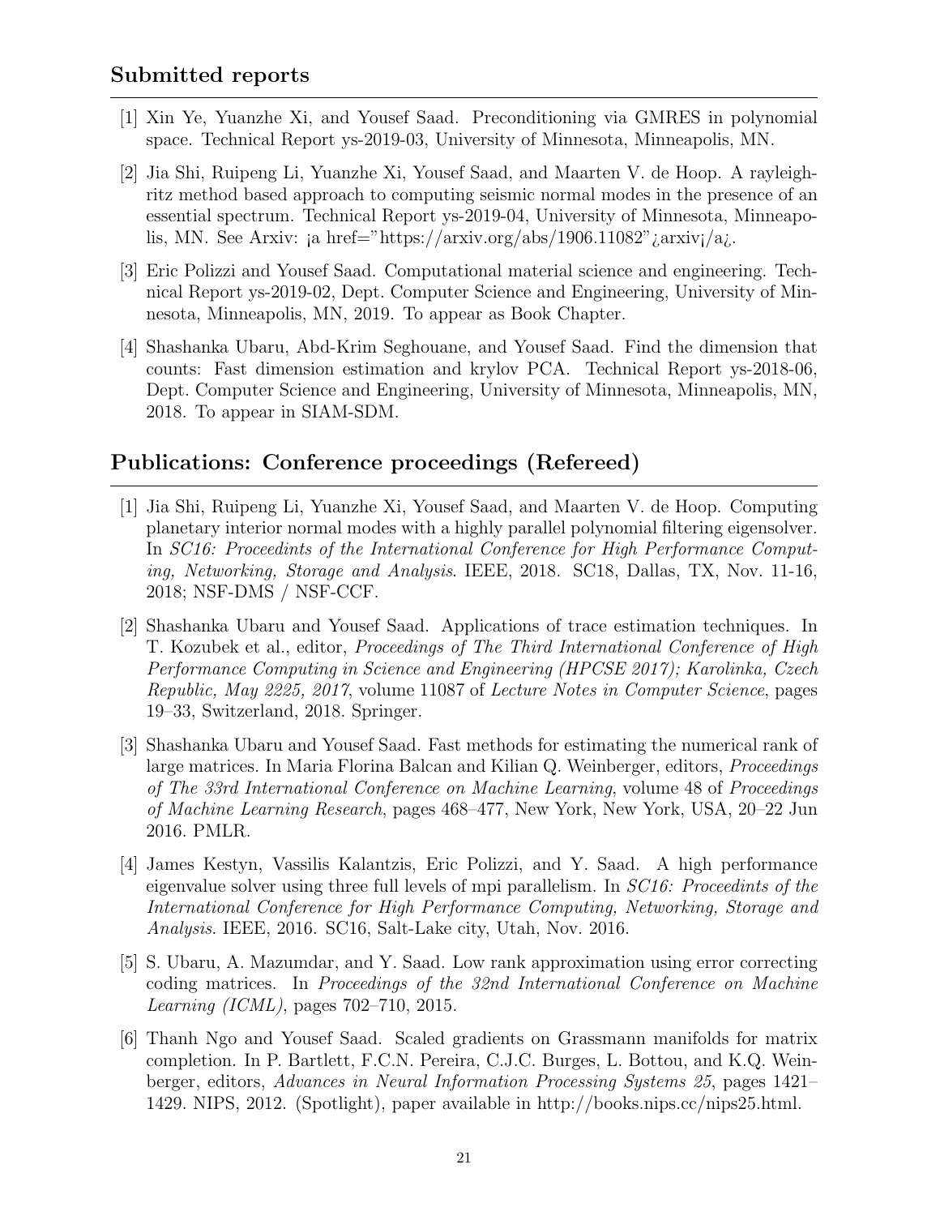## Submitted reports

[1] Xin Ye, Yuanzhe Xi, and Yousef Saad. Preconditioning via GMRES in polynomial space. Technical Report ys-2019-03, University of Minnesota, Minneapolis, MN.

[2] Jia Shi, Ruipeng Li, Yuanzhe Xi, Yousef Saad, and Maarten V. de Hoop. A rayleigh-ritz method based approach to computing seismic normal modes in the presence of an essential spectrum. Technical Report ys-2019-04, University of Minnesota, Minneapolis, MN. See Arxiv: ¡a href="https://arxiv.org/abs/1906.11082"¿arxiv¡/a¿.

[3] Eric Polizzi and Yousef Saad. Computational material science and engineering. Technical Report ys-2019-02, Dept. Computer Science and Engineering, University of Minnesota, Minneapolis, MN, 2019. To appear as Book Chapter.

[4] Shashanka Ubaru, Abd-Krim Seghouane, and Yousef Saad. Find the dimension that counts: Fast dimension estimation and krylov PCA. Technical Report ys-2018-06, Dept. Computer Science and Engineering, University of Minnesota, Minneapolis, MN, 2018. To appear in SIAM-SDM.

## Publications: Conference proceedings (Refereed)

[1] Jia Shi, Ruipeng Li, Yuanzhe Xi, Yousef Saad, and Maarten V. de Hoop. Computing planetary interior normal modes with a highly parallel polynomial filtering eigensolver. In *SC16: Proceedints of the International Conference for High Performance Computing, Networking, Storage and Analysis*. IEEE, 2018. SC18, Dallas, TX, Nov. 11-16, 2018; NSF-DMS / NSF-CCF.

[2] Shashanka Ubaru and Yousef Saad. Applications of trace estimation techniques. In T. Kozubek et al., editor, *Proceedings of The Third International Conference of High Performance Computing in Science and Engineering (HPCSE 2017); Karolinka, Czech Republic, May 2225, 2017*, volume 11087 of *Lecture Notes in Computer Science*, pages 19–33, Switzerland, 2018. Springer.

[3] Shashanka Ubaru and Yousef Saad. Fast methods for estimating the numerical rank of large matrices. In Maria Florina Balcan and Kilian Q. Weinberger, editors, *Proceedings of The 33rd International Conference on Machine Learning*, volume 48 of *Proceedings of Machine Learning Research*, pages 468–477, New York, New York, USA, 20–22 Jun 2016. PMLR.

[4] James Kestyn, Vassilis Kalantzis, Eric Polizzi, and Y. Saad. A high performance eigenvalue solver using three full levels of mpi parallelism. In *SC16: Proceedints of the International Conference for High Performance Computing, Networking, Storage and Analysis*. IEEE, 2016. SC16, Salt-Lake city, Utah, Nov. 2016.

[5] S. Ubaru, A. Mazumdar, and Y. Saad. Low rank approximation using error correcting coding matrices. In *Proceedings of the 32nd International Conference on Machine Learning (ICML)*, pages 702–710, 2015.

[6] Thanh Ngo and Yousef Saad. Scaled gradients on Grassmann manifolds for matrix completion. In P. Bartlett, F.C.N. Pereira, C.J.C. Burges, L. Bottou, and K.Q. Weinberger, editors, *Advances in Neural Information Processing Systems 25*, pages 1421–1429. NIPS, 2012. (Spotlight), paper available in http://books.nips.cc/nips25.html.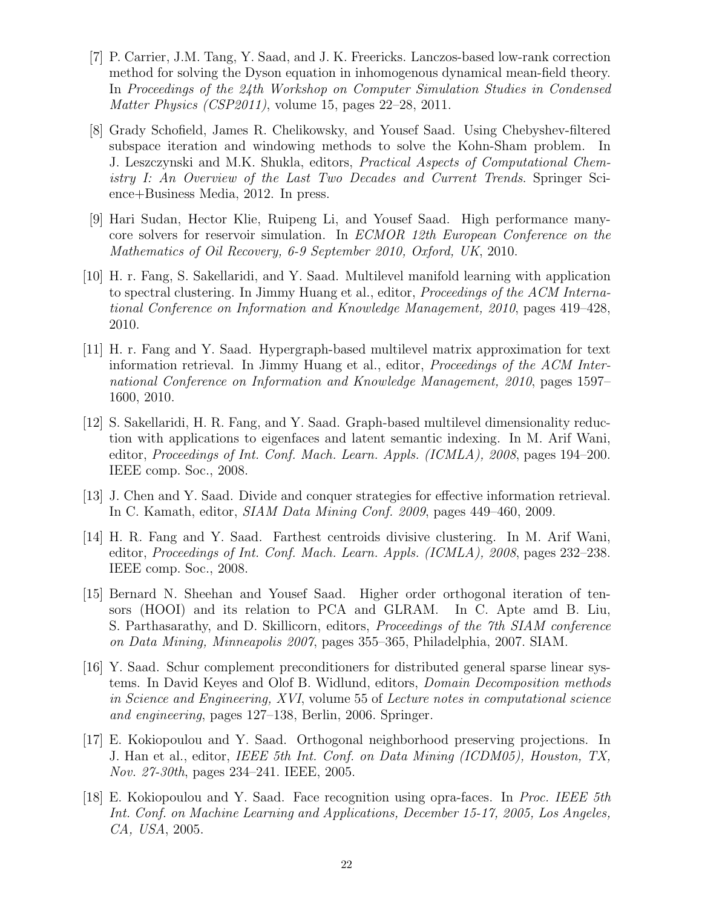[7] P. Carrier, J.M. Tang, Y. Saad, and J. K. Freericks. Lanczos-based low-rank correction method for solving the Dyson equation in inhomogenous dynamical mean-field theory. In *Proceedings of the 24th Workshop on Computer Simulation Studies in Condensed Matter Physics (CSP2011)*, volume 15, pages 22–28, 2011.

[8] Grady Schofield, James R. Chelikowsky, and Yousef Saad. Using Chebyshev-filtered subspace iteration and windowing methods to solve the Kohn-Sham problem. In J. Leszczynski and M.K. Shukla, editors, *Practical Aspects of Computational Chemistry I: An Overview of the Last Two Decades and Current Trends*. Springer Science+Business Media, 2012. In press.

[9] Hari Sudan, Hector Klie, Ruipeng Li, and Yousef Saad. High performance manycore solvers for reservoir simulation. In *ECMOR 12th European Conference on the Mathematics of Oil Recovery, 6-9 September 2010, Oxford, UK*, 2010.

[10] H. r. Fang, S. Sakellaridi, and Y. Saad. Multilevel manifold learning with application to spectral clustering. In Jimmy Huang et al., editor, *Proceedings of the ACM International Conference on Information and Knowledge Management, 2010*, pages 419–428, 2010.

[11] H. r. Fang and Y. Saad. Hypergraph-based multilevel matrix approximation for text information retrieval. In Jimmy Huang et al., editor, *Proceedings of the ACM International Conference on Information and Knowledge Management, 2010*, pages 1597–1600, 2010.

[12] S. Sakellaridi, H. R. Fang, and Y. Saad. Graph-based multilevel dimensionality reduction with applications to eigenfaces and latent semantic indexing. In M. Arif Wani, editor, *Proceedings of Int. Conf. Mach. Learn. Appls. (ICMLA), 2008*, pages 194–200. IEEE comp. Soc., 2008.

[13] J. Chen and Y. Saad. Divide and conquer strategies for effective information retrieval. In C. Kamath, editor, *SIAM Data Mining Conf. 2009*, pages 449–460, 2009.

[14] H. R. Fang and Y. Saad. Farthest centroids divisive clustering. In M. Arif Wani, editor, *Proceedings of Int. Conf. Mach. Learn. Appls. (ICMLA), 2008*, pages 232–238. IEEE comp. Soc., 2008.

[15] Bernard N. Sheehan and Yousef Saad. Higher order orthogonal iteration of tensors (HOOI) and its relation to PCA and GLRAM. In C. Apte amd B. Liu, S. Parthasarathy, and D. Skillicorn, editors, *Proceedings of the 7th SIAM conference on Data Mining, Minneapolis 2007*, pages 355–365, Philadelphia, 2007. SIAM.

[16] Y. Saad. Schur complement preconditioners for distributed general sparse linear systems. In David Keyes and Olof B. Widlund, editors, *Domain Decomposition methods in Science and Engineering, XVI*, volume 55 of *Lecture notes in computational science and engineering*, pages 127–138, Berlin, 2006. Springer.

[17] E. Kokiopoulou and Y. Saad. Orthogonal neighborhood preserving projections. In J. Han et al., editor, *IEEE 5th Int. Conf. on Data Mining (ICDM05), Houston, TX, Nov. 27-30th*, pages 234–241. IEEE, 2005.

[18] E. Kokiopoulou and Y. Saad. Face recognition using opra-faces. In *Proc. IEEE 5th Int. Conf. on Machine Learning and Applications, December 15-17, 2005, Los Angeles, CA, USA*, 2005.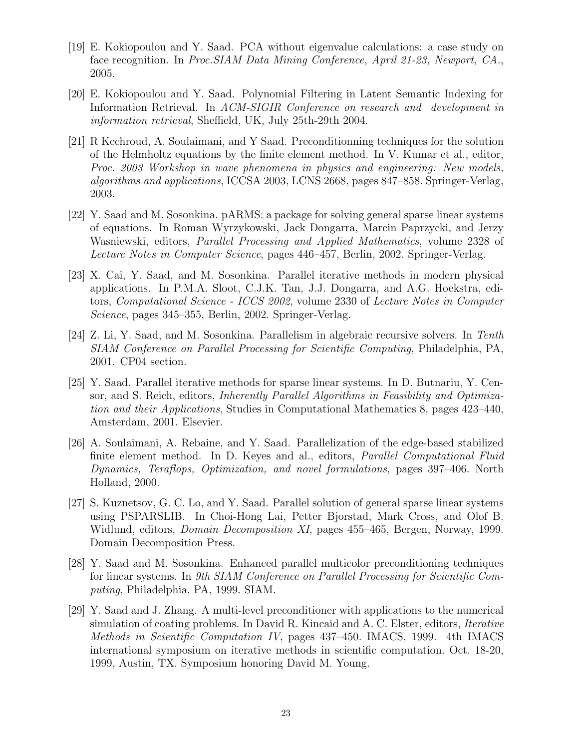[19] E. Kokiopoulou and Y. Saad. PCA without eigenvalue calculations: a case study on face recognition. In *Proc.SIAM Data Mining Conference, April 21-23, Newport, CA.*, 2005.

[20] E. Kokiopoulou and Y. Saad. Polynomial Filtering in Latent Semantic Indexing for Information Retrieval. In *ACM-SIGIR Conference on research and development in information retrieval*, Sheffield, UK, July 25th-29th 2004.

[21] R Kechroud, A. Soulaimani, and Y Saad. Preconditionning techniques for the solution of the Helmholtz equations by the finite element method. In V. Kumar et al., editor, *Proc. 2003 Workshop in wave phenomena in physics and engineering: New models, algorithms and applications*, ICCSA 2003, LCNS 2668, pages 847–858. Springer-Verlag, 2003.

[22] Y. Saad and M. Sosonkina. pARMS: a package for solving general sparse linear systems of equations. In Roman Wyrzykowski, Jack Dongarra, Marcin Paprzycki, and Jerzy Wasniewski, editors, *Parallel Processing and Applied Mathematics*, volume 2328 of *Lecture Notes in Computer Science*, pages 446–457, Berlin, 2002. Springer-Verlag.

[23] X. Cai, Y. Saad, and M. Sosonkina. Parallel iterative methods in modern physical applications. In P.M.A. Sloot, C.J.K. Tan, J.J. Dongarra, and A.G. Hoekstra, editors, *Computational Science - ICCS 2002*, volume 2330 of *Lecture Notes in Computer Science*, pages 345–355, Berlin, 2002. Springer-Verlag.

[24] Z. Li, Y. Saad, and M. Sosonkina. Parallelism in algebraic recursive solvers. In *Tenth SIAM Conference on Parallel Processing for Scientific Computing*, Philadelphia, PA, 2001. CP04 section.

[25] Y. Saad. Parallel iterative methods for sparse linear systems. In D. Butnariu, Y. Censor, and S. Reich, editors, *Inherently Parallel Algorithms in Feasibility and Optimization and their Applications*, Studies in Computational Mathematics 8, pages 423–440, Amsterdam, 2001. Elsevier.

[26] A. Soulaimani, A. Rebaine, and Y. Saad. Parallelization of the edge-based stabilized finite element method. In D. Keyes and al., editors, *Parallel Computational Fluid Dynamics, Teraflops, Optimization, and novel formulations*, pages 397–406. North Holland, 2000.

[27] S. Kuznetsov, G. C. Lo, and Y. Saad. Parallel solution of general sparse linear systems using PSPARSLIB. In Choi-Hong Lai, Petter Bjorstad, Mark Cross, and Olof B. Widlund, editors, *Domain Decomposition XI*, pages 455–465, Bergen, Norway, 1999. Domain Decomposition Press.

[28] Y. Saad and M. Sosonkina. Enhanced parallel multicolor preconditioning techniques for linear systems. In *9th SIAM Conference on Parallel Processing for Scientific Computing*, Philadelphia, PA, 1999. SIAM.

[29] Y. Saad and J. Zhang. A multi-level preconditioner with applications to the numerical simulation of coating problems. In David R. Kincaid and A. C. Elster, editors, *Iterative Methods in Scientific Computation IV*, pages 437–450. IMACS, 1999. 4th IMACS international symposium on iterative methods in scientific computation. Oct. 18-20, 1999, Austin, TX. Symposium honoring David M. Young.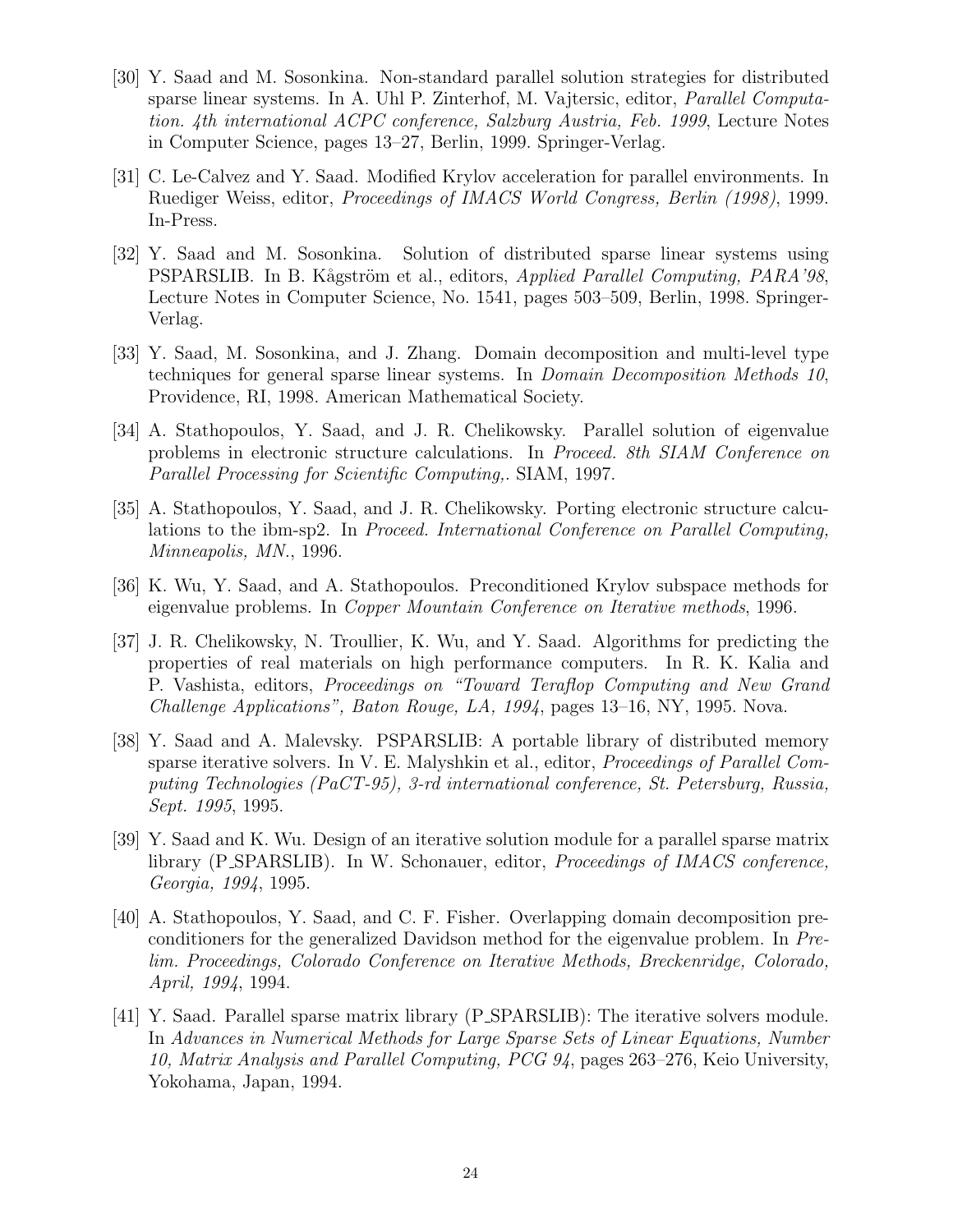[30] Y. Saad and M. Sosonkina. Non-standard parallel solution strategies for distributed sparse linear systems. In A. Uhl P. Zinterhof, M. Vajtersic, editor, *Parallel Computation. 4th international ACPC conference, Salzburg Austria, Feb. 1999*, Lecture Notes in Computer Science, pages 13–27, Berlin, 1999. Springer-Verlag.

[31] C. Le-Calvez and Y. Saad. Modified Krylov acceleration for parallel environments. In Ruediger Weiss, editor, *Proceedings of IMACS World Congress, Berlin (1998)*, 1999. In-Press.

[32] Y. Saad and M. Sosonkina. Solution of distributed sparse linear systems using PSPARSLIB. In B. Kågström et al., editors, *Applied Parallel Computing, PARA'98*, Lecture Notes in Computer Science, No. 1541, pages 503–509, Berlin, 1998. Springer-Verlag.

[33] Y. Saad, M. Sosonkina, and J. Zhang. Domain decomposition and multi-level type techniques for general sparse linear systems. In *Domain Decomposition Methods 10*, Providence, RI, 1998. American Mathematical Society.

[34] A. Stathopoulos, Y. Saad, and J. R. Chelikowsky. Parallel solution of eigenvalue problems in electronic structure calculations. In *Proceed. 8th SIAM Conference on Parallel Processing for Scientific Computing,*. SIAM, 1997.

[35] A. Stathopoulos, Y. Saad, and J. R. Chelikowsky. Porting electronic structure calculations to the ibm-sp2. In *Proceed. International Conference on Parallel Computing, Minneapolis, MN.*, 1996.

[36] K. Wu, Y. Saad, and A. Stathopoulos. Preconditioned Krylov subspace methods for eigenvalue problems. In *Copper Mountain Conference on Iterative methods*, 1996.

[37] J. R. Chelikowsky, N. Troullier, K. Wu, and Y. Saad. Algorithms for predicting the properties of real materials on high performance computers. In R. K. Kalia and P. Vashista, editors, *Proceedings on "Toward Teraflop Computing and New Grand Challenge Applications", Baton Rouge, LA, 1994*, pages 13–16, NY, 1995. Nova.

[38] Y. Saad and A. Malevsky. PSPARSLIB: A portable library of distributed memory sparse iterative solvers. In V. E. Malyshkin et al., editor, *Proceedings of Parallel Computing Technologies (PaCT-95), 3-rd international conference, St. Petersburg, Russia, Sept. 1995*, 1995.

[39] Y. Saad and K. Wu. Design of an iterative solution module for a parallel sparse matrix library (P_SPARSLIB). In W. Schonauer, editor, *Proceedings of IMACS conference, Georgia, 1994*, 1995.

[40] A. Stathopoulos, Y. Saad, and C. F. Fisher. Overlapping domain decomposition preconditioners for the generalized Davidson method for the eigenvalue problem. In *Prelim. Proceedings, Colorado Conference on Iterative Methods, Breckenridge, Colorado, April, 1994*, 1994.

[41] Y. Saad. Parallel sparse matrix library (P_SPARSLIB): The iterative solvers module. In *Advances in Numerical Methods for Large Sparse Sets of Linear Equations, Number 10, Matrix Analysis and Parallel Computing, PCG 94*, pages 263–276, Keio University, Yokohama, Japan, 1994.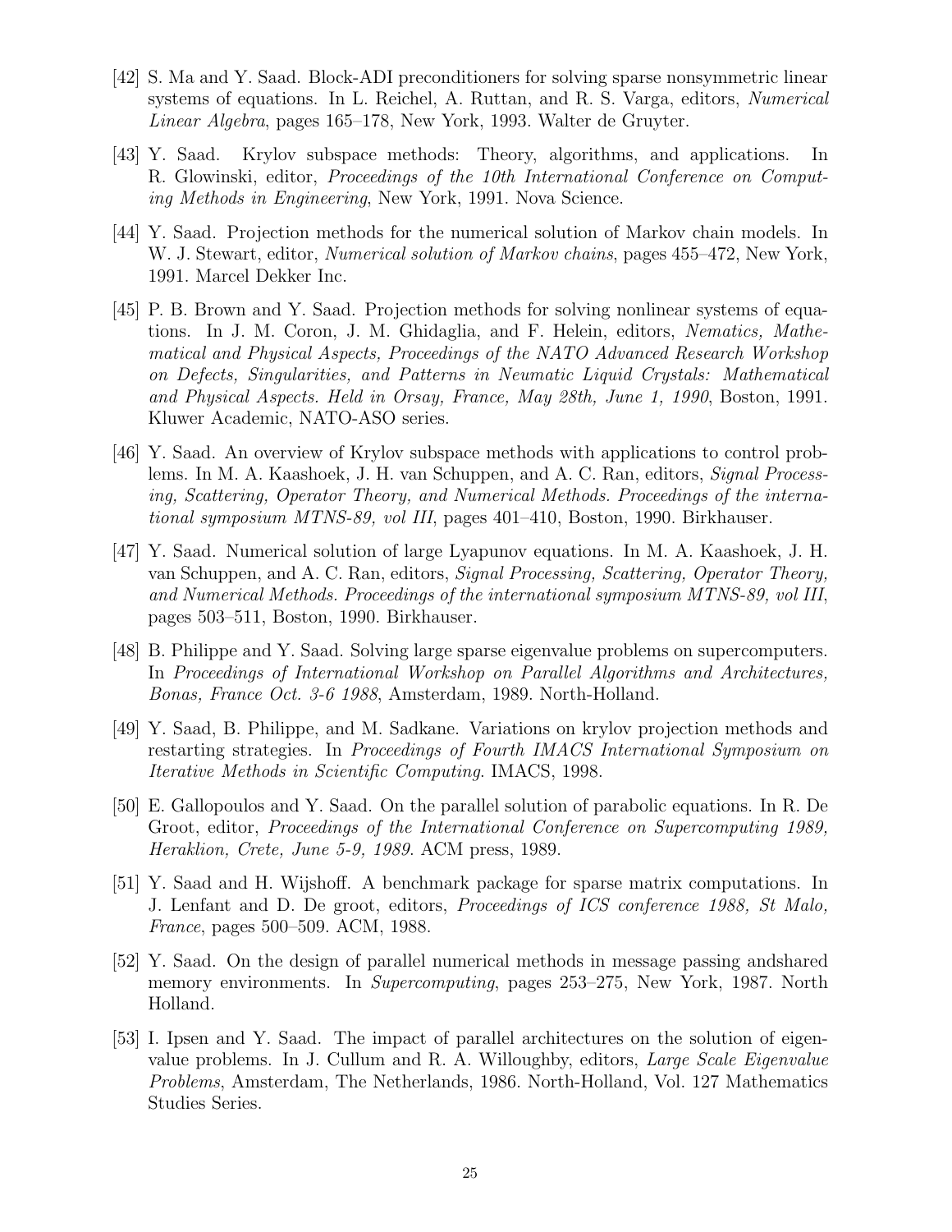[42] S. Ma and Y. Saad. Block-ADI preconditioners for solving sparse nonsymmetric linear systems of equations. In L. Reichel, A. Ruttan, and R. S. Varga, editors, *Numerical Linear Algebra*, pages 165–178, New York, 1993. Walter de Gruyter.

[43] Y. Saad. Krylov subspace methods: Theory, algorithms, and applications. In R. Glowinski, editor, *Proceedings of the 10th International Conference on Computing Methods in Engineering*, New York, 1991. Nova Science.

[44] Y. Saad. Projection methods for the numerical solution of Markov chain models. In W. J. Stewart, editor, *Numerical solution of Markov chains*, pages 455–472, New York, 1991. Marcel Dekker Inc.

[45] P. B. Brown and Y. Saad. Projection methods for solving nonlinear systems of equations. In J. M. Coron, J. M. Ghidaglia, and F. Helein, editors, *Nematics, Mathematical and Physical Aspects, Proceedings of the NATO Advanced Research Workshop on Defects, Singularities, and Patterns in Neumatic Liquid Crystals: Mathematical and Physical Aspects. Held in Orsay, France, May 28th, June 1, 1990*, Boston, 1991. Kluwer Academic, NATO-ASO series.

[46] Y. Saad. An overview of Krylov subspace methods with applications to control problems. In M. A. Kaashoek, J. H. van Schuppen, and A. C. Ran, editors, *Signal Processing, Scattering, Operator Theory, and Numerical Methods. Proceedings of the international symposium MTNS-89, vol III*, pages 401–410, Boston, 1990. Birkhauser.

[47] Y. Saad. Numerical solution of large Lyapunov equations. In M. A. Kaashoek, J. H. van Schuppen, and A. C. Ran, editors, *Signal Processing, Scattering, Operator Theory, and Numerical Methods. Proceedings of the international symposium MTNS-89, vol III*, pages 503–511, Boston, 1990. Birkhauser.

[48] B. Philippe and Y. Saad. Solving large sparse eigenvalue problems on supercomputers. In *Proceedings of International Workshop on Parallel Algorithms and Architectures, Bonas, France Oct. 3-6 1988*, Amsterdam, 1989. North-Holland.

[49] Y. Saad, B. Philippe, and M. Sadkane. Variations on krylov projection methods and restarting strategies. In *Proceedings of Fourth IMACS International Symposium on Iterative Methods in Scientific Computing*. IMACS, 1998.

[50] E. Gallopoulos and Y. Saad. On the parallel solution of parabolic equations. In R. De Groot, editor, *Proceedings of the International Conference on Supercomputing 1989, Heraklion, Crete, June 5-9, 1989*. ACM press, 1989.

[51] Y. Saad and H. Wijshoff. A benchmark package for sparse matrix computations. In J. Lenfant and D. De groot, editors, *Proceedings of ICS conference 1988, St Malo, France*, pages 500–509. ACM, 1988.

[52] Y. Saad. On the design of parallel numerical methods in message passing andshared memory environments. In *Supercomputing*, pages 253–275, New York, 1987. North Holland.

[53] I. Ipsen and Y. Saad. The impact of parallel architectures on the solution of eigenvalue problems. In J. Cullum and R. A. Willoughby, editors, *Large Scale Eigenvalue Problems*, Amsterdam, The Netherlands, 1986. North-Holland, Vol. 127 Mathematics Studies Series.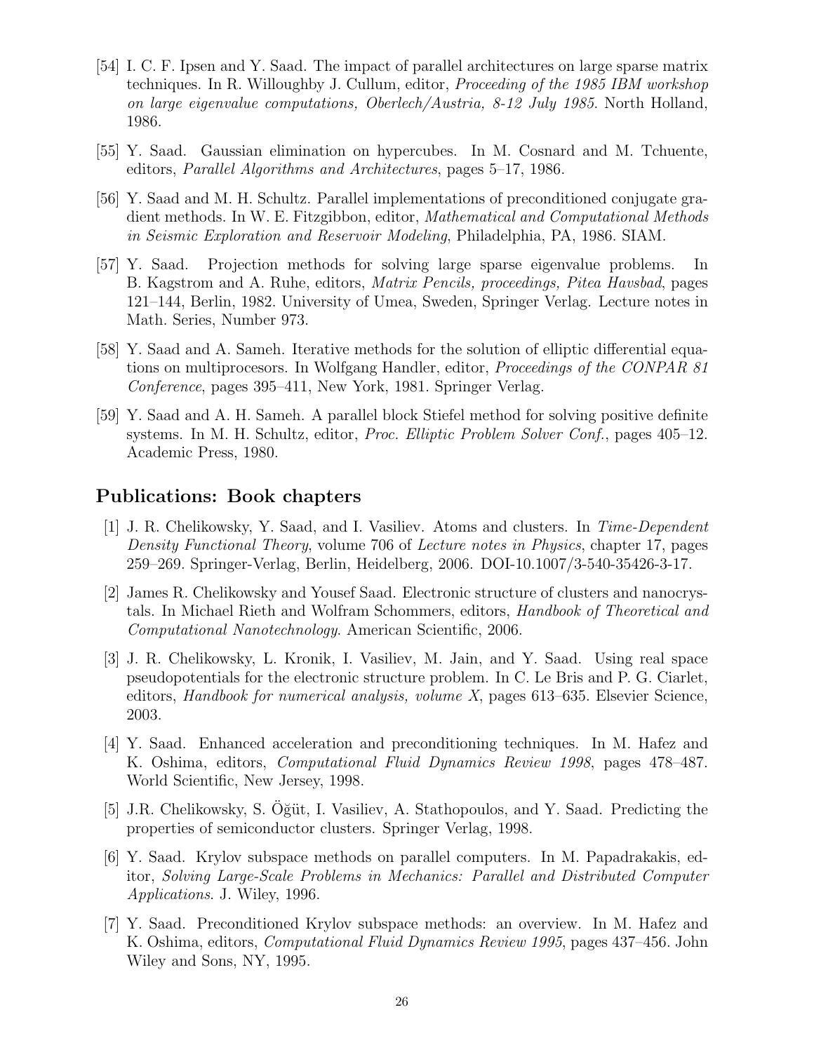[54] I. C. F. Ipsen and Y. Saad. The impact of parallel architectures on large sparse matrix techniques. In R. Willoughby J. Cullum, editor, *Proceeding of the 1985 IBM workshop on large eigenvalue computations, Oberlech/Austria, 8-12 July 1985*. North Holland, 1986.

[55] Y. Saad. Gaussian elimination on hypercubes. In M. Cosnard and M. Tchuente, editors, *Parallel Algorithms and Architectures*, pages 5–17, 1986.

[56] Y. Saad and M. H. Schultz. Parallel implementations of preconditioned conjugate gradient methods. In W. E. Fitzgibbon, editor, *Mathematical and Computational Methods in Seismic Exploration and Reservoir Modeling*, Philadelphia, PA, 1986. SIAM.

[57] Y. Saad. Projection methods for solving large sparse eigenvalue problems. In B. Kagstrom and A. Ruhe, editors, *Matrix Pencils, proceedings, Pitea Havsbad*, pages 121–144, Berlin, 1982. University of Umea, Sweden, Springer Verlag. Lecture notes in Math. Series, Number 973.

[58] Y. Saad and A. Sameh. Iterative methods for the solution of elliptic differential equations on multiprocesors. In Wolfgang Handler, editor, *Proceedings of the CONPAR 81 Conference*, pages 395–411, New York, 1981. Springer Verlag.

[59] Y. Saad and A. H. Sameh. A parallel block Stiefel method for solving positive definite systems. In M. H. Schultz, editor, *Proc. Elliptic Problem Solver Conf.*, pages 405–12. Academic Press, 1980.

## Publications: Book chapters

[1] J. R. Chelikowsky, Y. Saad, and I. Vasiliev. Atoms and clusters. In *Time-Dependent Density Functional Theory*, volume 706 of *Lecture notes in Physics*, chapter 17, pages 259–269. Springer-Verlag, Berlin, Heidelberg, 2006. DOI-10.1007/3-540-35426-3-17.

[2] James R. Chelikowsky and Yousef Saad. Electronic structure of clusters and nanocrystals. In Michael Rieth and Wolfram Schommers, editors, *Handbook of Theoretical and Computational Nanotechnology*. American Scientific, 2006.

[3] J. R. Chelikowsky, L. Kronik, I. Vasiliev, M. Jain, and Y. Saad. Using real space pseudopotentials for the electronic structure problem. In C. Le Bris and P. G. Ciarlet, editors, *Handbook for numerical analysis, volume X*, pages 613–635. Elsevier Science, 2003.

[4] Y. Saad. Enhanced acceleration and preconditioning techniques. In M. Hafez and K. Oshima, editors, *Computational Fluid Dynamics Review 1998*, pages 478–487. World Scientific, New Jersey, 1998.

[5] J.R. Chelikowsky, S. Öğüt, I. Vasiliev, A. Stathopoulos, and Y. Saad. Predicting the properties of semiconductor clusters. Springer Verlag, 1998.

[6] Y. Saad. Krylov subspace methods on parallel computers. In M. Papadrakakis, editor, *Solving Large-Scale Problems in Mechanics: Parallel and Distributed Computer Applications*. J. Wiley, 1996.

[7] Y. Saad. Preconditioned Krylov subspace methods: an overview. In M. Hafez and K. Oshima, editors, *Computational Fluid Dynamics Review 1995*, pages 437–456. John Wiley and Sons, NY, 1995.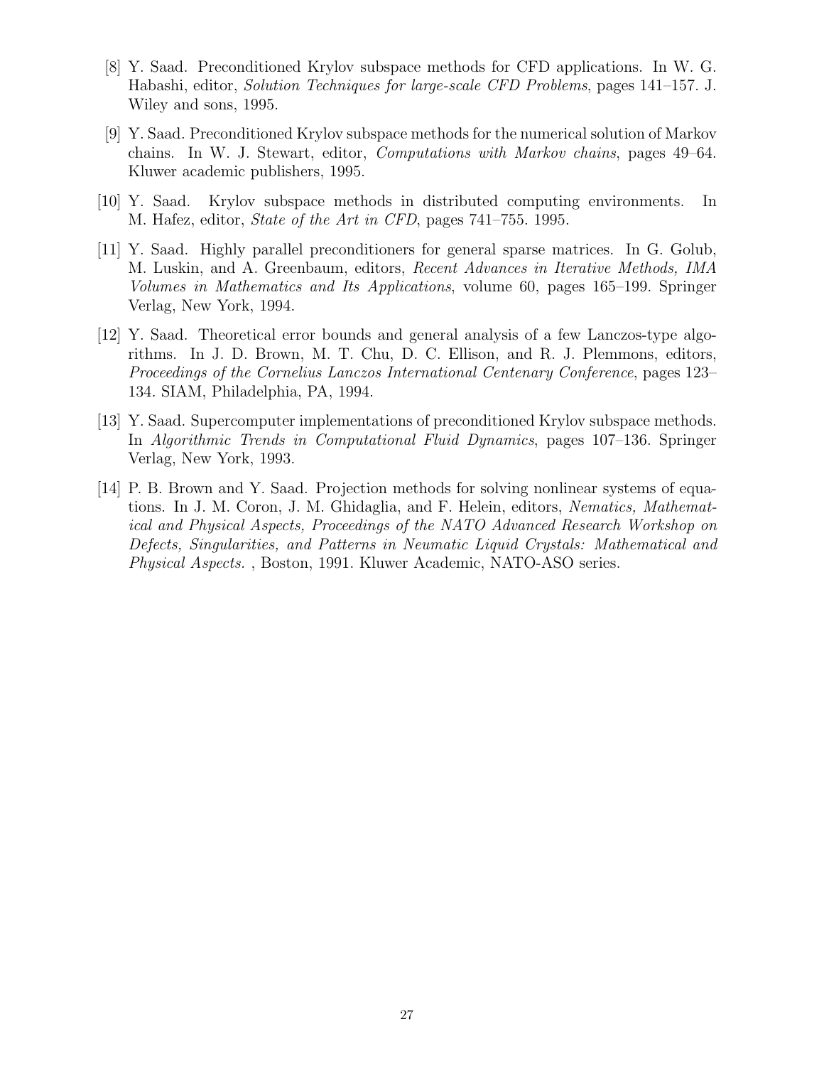[8] Y. Saad. Preconditioned Krylov subspace methods for CFD applications. In W. G. Habashi, editor, *Solution Techniques for large-scale CFD Problems*, pages 141–157. J. Wiley and sons, 1995.

[9] Y. Saad. Preconditioned Krylov subspace methods for the numerical solution of Markov chains. In W. J. Stewart, editor, *Computations with Markov chains*, pages 49–64. Kluwer academic publishers, 1995.

[10] Y. Saad. Krylov subspace methods in distributed computing environments. In M. Hafez, editor, *State of the Art in CFD*, pages 741–755. 1995.

[11] Y. Saad. Highly parallel preconditioners for general sparse matrices. In G. Golub, M. Luskin, and A. Greenbaum, editors, *Recent Advances in Iterative Methods, IMA Volumes in Mathematics and Its Applications*, volume 60, pages 165–199. Springer Verlag, New York, 1994.

[12] Y. Saad. Theoretical error bounds and general analysis of a few Lanczos-type algorithms. In J. D. Brown, M. T. Chu, D. C. Ellison, and R. J. Plemmons, editors, *Proceedings of the Cornelius Lanczos International Centenary Conference*, pages 123–134. SIAM, Philadelphia, PA, 1994.

[13] Y. Saad. Supercomputer implementations of preconditioned Krylov subspace methods. In *Algorithmic Trends in Computational Fluid Dynamics*, pages 107–136. Springer Verlag, New York, 1993.

[14] P. B. Brown and Y. Saad. Projection methods for solving nonlinear systems of equations. In J. M. Coron, J. M. Ghidaglia, and F. Helein, editors, *Nematics, Mathematical and Physical Aspects, Proceedings of the NATO Advanced Research Workshop on Defects, Singularities, and Patterns in Neumatic Liquid Crystals: Mathematical and Physical Aspects.* , Boston, 1991. Kluwer Academic, NATO-ASO series.